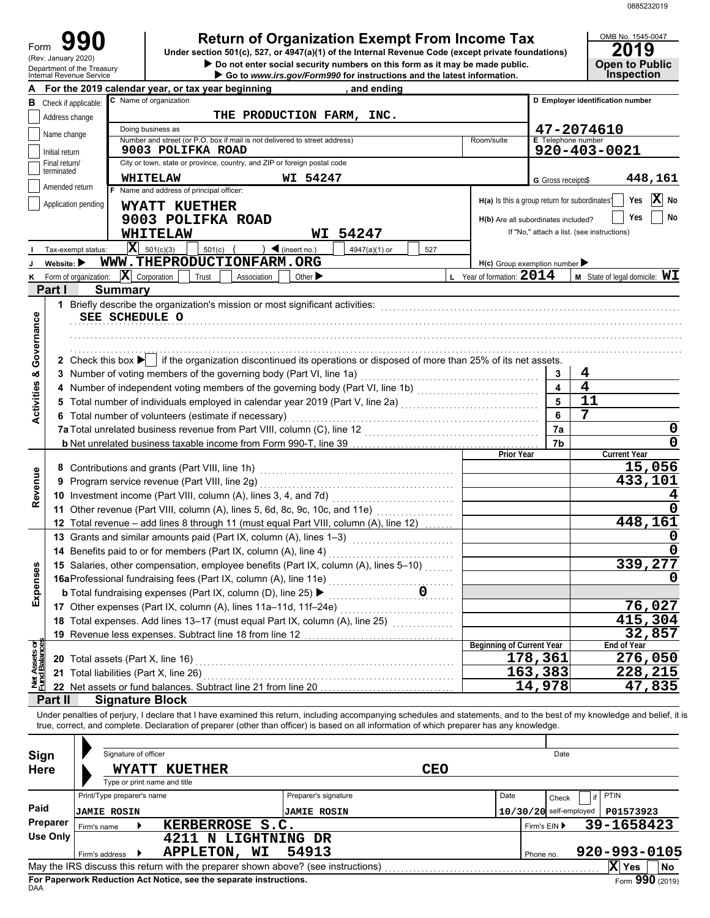0885232019

# Form 990

**Return of Organization Exempt From Income Tax**

Under section 501(c), 527, or 4947(a)(1) of the Internal Revenue Code (except private foundations)

▶ Do not enter social security numbers on this form as it may be made public.

▶ Go to www.irs.gov/Form990 for instructions and the latest information.

(Rev. January 2020) Department of the Treasury Internal Revenue Service

OMB No. 1545-0047 | **2019** | **Open to Public Inspection**

**A** For the 2019 calendar year, or tax year beginning , and ending

**B** Check if applicable: Address change / Name change / Initial return / Final return/terminated / Amended return / Application pending

**C** Name of organization: THE PRODUCTION FARM, INC.

Doing business as

Number and street (or P.O. box if mail is not delivered to street address): 9003 POLIFKA ROAD — Room/suite

City or town, state or province, country, and ZIP or foreign postal code: WHITELAW WI 54247

**D** Employer identification number: 47-2074610

**E** Telephone number: 920-403-0021

**G** Gross receipts$ 448,161

**F** Name and address of principal officer: WYATT KUETHER, 9003 POLIFKA ROAD, WHITELAW WI 54247

H(a) Is this a group return for subordinates? Yes [ ] No [X]

H(b) Are all subordinates included? Yes [ ] No [ ] If "No," attach a list. (see instructions)

**I** Tax-exempt status: [X] 501(c)(3) [ ] 501(c) ( ) ◀ (insert no.) [ ] 4947(a)(1) or [ ] 527

**J** Website: ▶ WWW.THEPRODUCTIONFARM.ORG

H(c) Group exemption number ▶

**K** Form of organization: [X] Corporation [ ] Trust [ ] Association [ ] Other ▶

**L** Year of formation: 2014 **M** State of legal domicile: WI

## Part I Summary

### Activities & Governance

1 Briefly describe the organization's mission or most significant activities: SEE SCHEDULE O

2 Check this box ▶ [ ] if the organization discontinued its operations or disposed of more than 25% of its net assets.

| Line | Description | No. | Value |
|---|---|---|---|
| 3 | Number of voting members of the governing body (Part VI, line 1a) | 3 | 4 |
| 4 | Number of independent voting members of the governing body (Part VI, line 1b) | 4 | 4 |
| 5 | Total number of individuals employed in calendar year 2019 (Part V, line 2a) | 5 | 11 |
| 6 | Total number of volunteers (estimate if necessary) | 6 | 7 |
| 7a | Total unrelated business revenue from Part VIII, column (C), line 12 | 7a | 0 |
| b | Net unrelated business taxable income from Form 990-T, line 39 | 7b | 0 |

### Revenue / Expenses

| Line | Description | Prior Year | Current Year |
|---|---|---|---|
| 8 | Contributions and grants (Part VIII, line 1h) | | 15,056 |
| 9 | Program service revenue (Part VIII, line 2g) | | 433,101 |
| 10 | Investment income (Part VIII, column (A), lines 3, 4, and 7d) | | 4 |
| 11 | Other revenue (Part VIII, column (A), lines 5, 6d, 8c, 9c, 10c, and 11e) | | 0 |
| 12 | Total revenue – add lines 8 through 11 (must equal Part VIII, column (A), line 12) | | 448,161 |
| 13 | Grants and similar amounts paid (Part IX, column (A), lines 1–3) | | 0 |
| 14 | Benefits paid to or for members (Part IX, column (A), line 4) | | 0 |
| 15 | Salaries, other compensation, employee benefits (Part IX, column (A), lines 5–10) | | 339,277 |
| 16a | Professional fundraising fees (Part IX, column (A), line 11e) | | 0 |
| b | Total fundraising expenses (Part IX, column (D), line 25) ▶ 0 | | |
| 17 | Other expenses (Part IX, column (A), lines 11a–11d, 11f–24e) | | 76,027 |
| 18 | Total expenses. Add lines 13–17 (must equal Part IX, column (A), line 25) | | 415,304 |
| 19 | Revenue less expenses. Subtract line 18 from line 12 | | 32,857 |

### Net Assets or Fund Balances

| Line | Description | Beginning of Current Year | End of Year |
|---|---|---|---|
| 20 | Total assets (Part X, line 16) | 178,361 | 276,050 |
| 21 | Total liabilities (Part X, line 26) | 163,383 | 228,215 |
| 22 | Net assets or fund balances. Subtract line 21 from line 20 | 14,978 | 47,835 |

## Part II Signature Block

Under penalties of perjury, I declare that I have examined this return, including accompanying schedules and statements, and to the best of my knowledge and belief, it is true, correct, and complete. Declaration of preparer (other than officer) is based on all information of which preparer has any knowledge.

**Sign Here** — Signature of officer — Date

WYATT KUETHER CEO

Type or print name and title

**Paid Preparer Use Only**

| Print/Type preparer's name | Preparer's signature | Date | Check [ ] if self-employed | PTIN |
|---|---|---|---|---|
| JAMIE ROSIN | JAMIE ROSIN | 10/30/20 | | P01573923 |

Firm's name ▶ KERBERROSE S.C. — Firm's EIN ▶ 39-1658423

Firm's address ▶ 4211 N LIGHTNING DR, APPLETON, WI 54913 — Phone no. 920-993-0105

May the IRS discuss this return with the preparer shown above? (see instructions) [X] Yes [ ] No

For Paperwork Reduction Act Notice, see the separate instructions. DAA Form 990 (2019)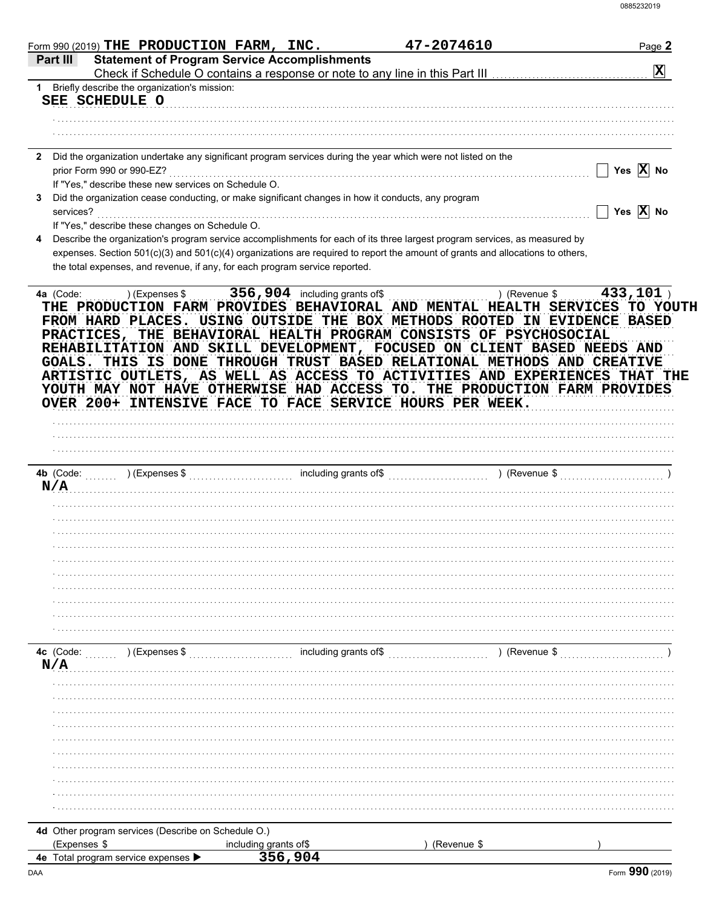Form 990 (2019) THE PRODUCTION FARM, INC. 47-2074610

## Part III Statement of Program Service Accomplishments

Check if Schedule O contains a response or note to any line in this Part III ..... [X]

**1** Briefly describe the organization's mission:

SEE SCHEDULE O

**2** Did the organization undertake any significant program services during the year which were not listed on the prior Form 990 or 990-EZ? ..... [ ] Yes [X] No

If "Yes," describe these new services on Schedule O.

**3** Did the organization cease conducting, or make significant changes in how it conducts, any program services? ..... [ ] Yes [X] No

If "Yes," describe these changes on Schedule O.

**4** Describe the organization's program service accomplishments for each of its three largest program services, as measured by expenses. Section 501(c)(3) and 501(c)(4) organizations are required to report the amount of grants and allocations to others, the total expenses, and revenue, if any, for each program service reported.

**4a** (Code: ) (Expenses $ 356,904 including grants of$ ) (Revenue $ 433,101 )

THE PRODUCTION FARM PROVIDES BEHAVIORAL AND MENTAL HEALTH SERVICES TO YOUTH FROM HARD PLACES. USING OUTSIDE THE BOX METHODS ROOTED IN EVIDENCE BASED PRACTICES, THE BEHAVIORAL HEALTH PROGRAM CONSISTS OF PSYCHOSOCIAL REHABILITATION AND SKILL DEVELOPMENT, FOCUSED ON CLIENT BASED NEEDS AND GOALS. THIS IS DONE THROUGH TRUST BASED RELATIONAL METHODS AND CREATIVE ARTISTIC OUTLETS, AS WELL AS ACCESS TO ACTIVITIES AND EXPERIENCES THAT THE YOUTH MAY NOT HAVE OTHERWISE HAD ACCESS TO. THE PRODUCTION FARM PROVIDES OVER 200+ INTENSIVE FACE TO FACE SERVICE HOURS PER WEEK.

**4b** (Code: ) (Expenses $ including grants of$ ) (Revenue $ )

N/A

**4c** (Code: ) (Expenses $ including grants of$ ) (Revenue $ )

N/A

**4d** Other program services (Describe on Schedule O.)
(Expenses $ including grants of$ ) (Revenue $ )

**4e** Total program service expenses ▶ 356,904

Form **990** (2019)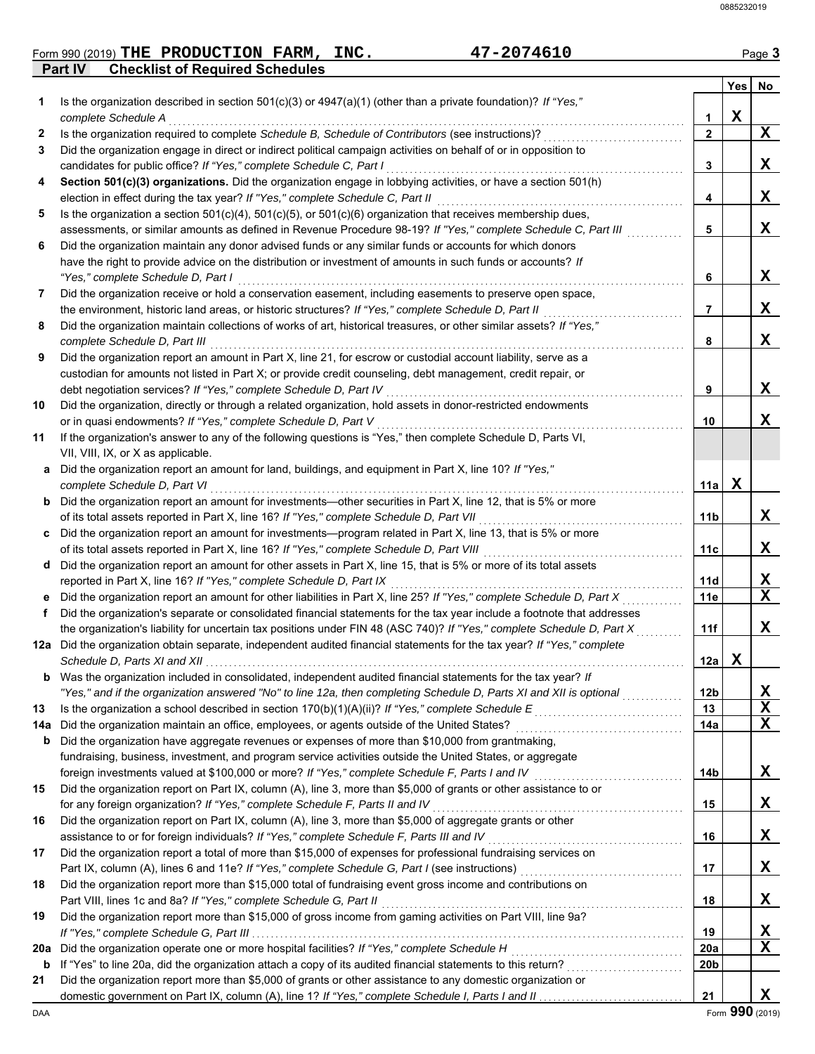Form 990 (2019) **THE PRODUCTION FARM, INC.** **47-2074610**

## Part IV Checklist of Required Schedules

| | | | Yes | No |
|---|---|---|---|---|
| **1** | Is the organization described in section 501(c)(3) or 4947(a)(1) (other than a private foundation)? *If "Yes," complete Schedule A* | 1 | X | |
| **2** | Is the organization required to complete *Schedule B, Schedule of Contributors* (see instructions)? | 2 | | X |
| **3** | Did the organization engage in direct or indirect political campaign activities on behalf of or in opposition to candidates for public office? *If "Yes," complete Schedule C, Part I* | 3 | | X |
| **4** | **Section 501(c)(3) organizations.** Did the organization engage in lobbying activities, or have a section 501(h) election in effect during the tax year? *If "Yes," complete Schedule C, Part II* | 4 | | X |
| **5** | Is the organization a section 501(c)(4), 501(c)(5), or 501(c)(6) organization that receives membership dues, assessments, or similar amounts as defined in Revenue Procedure 98-19? *If "Yes," complete Schedule C, Part III* | 5 | | X |
| **6** | Did the organization maintain any donor advised funds or any similar funds or accounts for which donors have the right to provide advice on the distribution or investment of amounts in such funds or accounts? *If "Yes," complete Schedule D, Part I* | 6 | | X |
| **7** | Did the organization receive or hold a conservation easement, including easements to preserve open space, the environment, historic land areas, or historic structures? *If "Yes," complete Schedule D, Part II* | 7 | | X |
| **8** | Did the organization maintain collections of works of art, historical treasures, or other similar assets? *If "Yes," complete Schedule D, Part III* | 8 | | X |
| **9** | Did the organization report an amount in Part X, line 21, for escrow or custodial account liability, serve as a custodian for amounts not listed in Part X; or provide credit counseling, debt management, credit repair, or debt negotiation services? *If "Yes," complete Schedule D, Part IV* | 9 | | X |
| **10** | Did the organization, directly or through a related organization, hold assets in donor-restricted endowments or in quasi endowments? *If "Yes," complete Schedule D, Part V* | 10 | | X |
| **11** | If the organization's answer to any of the following questions is "Yes," then complete Schedule D, Parts VI, VII, VIII, IX, or X as applicable. | | | |
| **a** | Did the organization report an amount for land, buildings, and equipment in Part X, line 10? *If "Yes," complete Schedule D, Part VI* | 11a | X | |
| **b** | Did the organization report an amount for investments—other securities in Part X, line 12, that is 5% or more of its total assets reported in Part X, line 16? *If "Yes," complete Schedule D, Part VII* | 11b | | X |
| **c** | Did the organization report an amount for investments—program related in Part X, line 13, that is 5% or more of its total assets reported in Part X, line 16? *If "Yes," complete Schedule D, Part VIII* | 11c | | X |
| **d** | Did the organization report an amount for other assets in Part X, line 15, that is 5% or more of its total assets reported in Part X, line 16? *If "Yes," complete Schedule D, Part IX* | 11d | | X |
| **e** | Did the organization report an amount for other liabilities in Part X, line 25? *If "Yes," complete Schedule D, Part X* | 11e | | X |
| **f** | Did the organization's separate or consolidated financial statements for the tax year include a footnote that addresses the organization's liability for uncertain tax positions under FIN 48 (ASC 740)? *If "Yes," complete Schedule D, Part X* | 11f | | X |
| **12a** | Did the organization obtain separate, independent audited financial statements for the tax year? *If "Yes," complete Schedule D, Parts XI and XII* | 12a | X | |
| **b** | Was the organization included in consolidated, independent audited financial statements for the tax year? *If "Yes," and if the organization answered "No" to line 12a, then completing Schedule D, Parts XI and XII is optional* | 12b | | X |
| **13** | Is the organization a school described in section 170(b)(1)(A)(ii)? *If "Yes," complete Schedule E* | 13 | | X |
| **14a** | Did the organization maintain an office, employees, or agents outside of the United States? | 14a | | X |
| **b** | Did the organization have aggregate revenues or expenses of more than $10,000 from grantmaking, fundraising, business, investment, and program service activities outside the United States, or aggregate foreign investments valued at $100,000 or more? *If "Yes," complete Schedule F, Parts I and IV* | 14b | | X |
| **15** | Did the organization report on Part IX, column (A), line 3, more than $5,000 of grants or other assistance to or for any foreign organization? *If "Yes," complete Schedule F, Parts II and IV* | 15 | | X |
| **16** | Did the organization report on Part IX, column (A), line 3, more than $5,000 of aggregate grants or other assistance to or for foreign individuals? *If "Yes," complete Schedule F, Parts III and IV* | 16 | | X |
| **17** | Did the organization report a total of more than $15,000 of expenses for professional fundraising services on Part IX, column (A), lines 6 and 11e? *If "Yes," complete Schedule G, Part I* (see instructions) | 17 | | X |
| **18** | Did the organization report more than $15,000 total of fundraising event gross income and contributions on Part VIII, lines 1c and 8a? *If "Yes," complete Schedule G, Part II* | 18 | | X |
| **19** | Did the organization report more than $15,000 of gross income from gaming activities on Part VIII, line 9a? *If "Yes," complete Schedule G, Part III* | 19 | | X |
| **20a** | Did the organization operate one or more hospital facilities? *If "Yes," complete Schedule H* | 20a | | X |
| **b** | If "Yes" to line 20a, did the organization attach a copy of its audited financial statements to this return? | 20b | | |
| **21** | Did the organization report more than $5,000 of grants or other assistance to any domestic organization or domestic government on Part IX, column (A), line 1? *If "Yes," complete Schedule I, Parts I and II* | 21 | | X |

Form **990** (2019)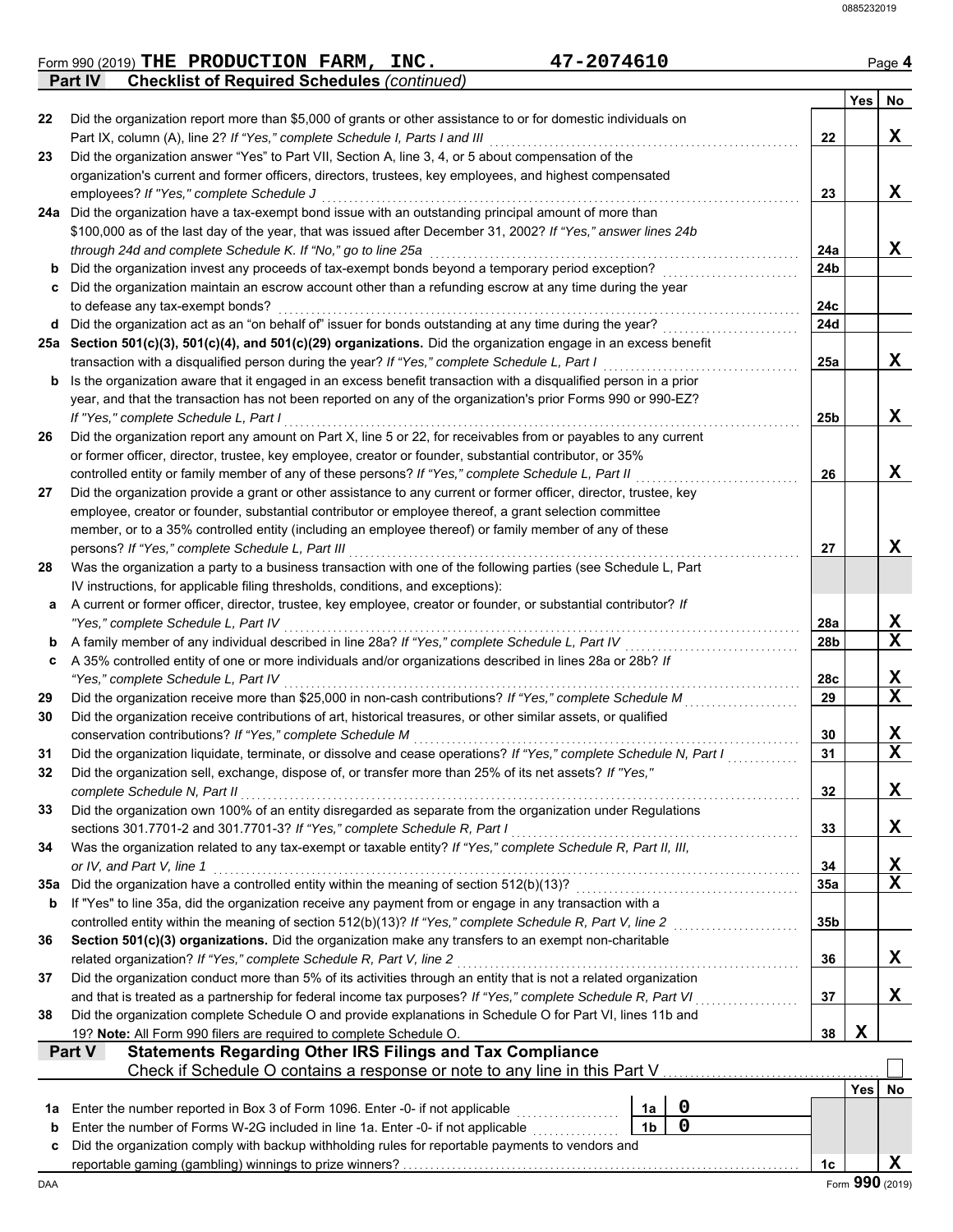Form 990 (2019) **THE PRODUCTION FARM, INC.** **47-2074610** Page 4

**Part IV Checklist of Required Schedules** *(continued)*

| | | | Yes | No |
|---|---|---|---|---|
| 22 | Did the organization report more than $5,000 of grants or other assistance to or for domestic individuals on Part IX, column (A), line 2? *If "Yes," complete Schedule I, Parts I and III* | 22 | | X |
| 23 | Did the organization answer "Yes" to Part VII, Section A, line 3, 4, or 5 about compensation of the organization's current and former officers, directors, trustees, key employees, and highest compensated employees? *If "Yes," complete Schedule J* | 23 | | X |
| 24a | Did the organization have a tax-exempt bond issue with an outstanding principal amount of more than $100,000 as of the last day of the year, that was issued after December 31, 2002? *If "Yes," answer lines 24b through 24d and complete Schedule K. If "No," go to line 25a* | 24a | | X |
| b | Did the organization invest any proceeds of tax-exempt bonds beyond a temporary period exception? | 24b | | |
| c | Did the organization maintain an escrow account other than a refunding escrow at any time during the year to defease any tax-exempt bonds? | 24c | | |
| d | Did the organization act as an "on behalf of" issuer for bonds outstanding at any time during the year? | 24d | | |
| 25a | **Section 501(c)(3), 501(c)(4), and 501(c)(29) organizations.** Did the organization engage in an excess benefit transaction with a disqualified person during the year? *If "Yes," complete Schedule L, Part I* | 25a | | X |
| b | Is the organization aware that it engaged in an excess benefit transaction with a disqualified person in a prior year, and that the transaction has not been reported on any of the organization's prior Forms 990 or 990-EZ? *If "Yes," complete Schedule L, Part I* | 25b | | X |
| 26 | Did the organization report any amount on Part X, line 5 or 22, for receivables from or payables to any current or former officer, director, trustee, key employee, creator or founder, substantial contributor, or 35% controlled entity or family member of any of these persons? *If "Yes," complete Schedule L, Part II* | 26 | | X |
| 27 | Did the organization provide a grant or other assistance to any current or former officer, director, trustee, key employee, creator or founder, substantial contributor or employee thereof, a grant selection committee member, or to a 35% controlled entity (including an employee thereof) or family member of any of these persons? *If "Yes," complete Schedule L, Part III* | 27 | | X |
| 28 | Was the organization a party to a business transaction with one of the following parties (see Schedule L, Part IV instructions, for applicable filing thresholds, conditions, and exceptions): | | | |
| a | A current or former officer, director, trustee, key employee, creator or founder, or substantial contributor? *If "Yes," complete Schedule L, Part IV* | 28a | | X |
| b | A family member of any individual described in line 28a? *If "Yes," complete Schedule L, Part IV* | 28b | | X |
| c | A 35% controlled entity of one or more individuals and/or organizations described in lines 28a or 28b? *If "Yes," complete Schedule L, Part IV* | 28c | | X |
| 29 | Did the organization receive more than $25,000 in non-cash contributions? *If "Yes," complete Schedule M* | 29 | | X |
| 30 | Did the organization receive contributions of art, historical treasures, or other similar assets, or qualified conservation contributions? *If "Yes," complete Schedule M* | 30 | | X |
| 31 | Did the organization liquidate, terminate, or dissolve and cease operations? *If "Yes," complete Schedule N, Part I* | 31 | | X |
| 32 | Did the organization sell, exchange, dispose of, or transfer more than 25% of its net assets? *If "Yes," complete Schedule N, Part II* | 32 | | X |
| 33 | Did the organization own 100% of an entity disregarded as separate from the organization under Regulations sections 301.7701-2 and 301.7701-3? *If "Yes," complete Schedule R, Part I* | 33 | | X |
| 34 | Was the organization related to any tax-exempt or taxable entity? *If "Yes," complete Schedule R, Part II, III, or IV, and Part V, line 1* | 34 | | X |
| 35a | Did the organization have a controlled entity within the meaning of section 512(b)(13)? | 35a | | X |
| b | If "Yes" to line 35a, did the organization receive any payment from or engage in any transaction with a controlled entity within the meaning of section 512(b)(13)? *If "Yes," complete Schedule R, Part V, line 2* | 35b | | |
| 36 | **Section 501(c)(3) organizations.** Did the organization make any transfers to an exempt non-charitable related organization? *If "Yes," complete Schedule R, Part V, line 2* | 36 | | X |
| 37 | Did the organization conduct more than 5% of its activities through an entity that is not a related organization and that is treated as a partnership for federal income tax purposes? *If "Yes," complete Schedule R, Part VI* | 37 | | X |
| 38 | Did the organization complete Schedule O and provide explanations in Schedule O for Part VI, lines 11b and 19? **Note:** All Form 990 filers are required to complete Schedule O. | 38 | X | |

**Part V Statements Regarding Other IRS Filings and Tax Compliance**

Check if Schedule O contains a response or note to any line in this Part V ☐

| | | | | Yes | No |
|---|---|---|---|---|---|
| 1a | Enter the number reported in Box 3 of Form 1096. Enter -0- if not applicable | 1a | 0 | | |
| b | Enter the number of Forms W-2G included in line 1a. Enter -0- if not applicable | 1b | 0 | | |
| c | Did the organization comply with backup withholding rules for reportable payments to vendors and reportable gaming (gambling) winnings to prize winners? | 1c | | | X |

DAA Form **990** (2019)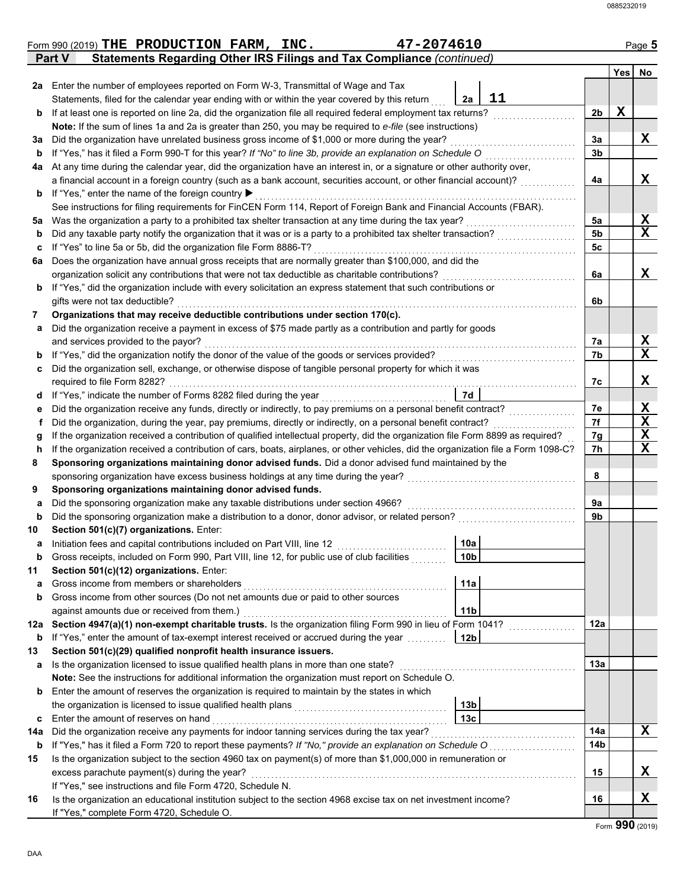Form 990 (2019) **THE PRODUCTION FARM, INC.** **47-2074610** Page **5**

## Part V Statements Regarding Other IRS Filings and Tax Compliance *(continued)*

| | | | | Yes | No |
|---|---|---|---|---|---|
| **2a** | Enter the number of employees reported on Form W-3, Transmittal of Wage and Tax Statements, filed for the calendar year ending with or within the year covered by this return | 2a 11 | | | |
| **b** | If at least one is reported on line 2a, did the organization file all required federal employment tax returns? | | 2b | X | |
| | **Note:** If the sum of lines 1a and 2a is greater than 250, you may be required to *e-file* (see instructions) | | | | |
| **3a** | Did the organization have unrelated business gross income of $1,000 or more during the year? | | 3a | | X |
| **b** | If "Yes," has it filed a Form 990-T for this year? *If "No" to line 3b, provide an explanation on Schedule O* | | 3b | | |
| **4a** | At any time during the calendar year, did the organization have an interest in, or a signature or other authority over, a financial account in a foreign country (such as a bank account, securities account, or other financial account)? | | 4a | | X |
| **b** | If "Yes," enter the name of the foreign country ▶ | | | | |
| | See instructions for filing requirements for FinCEN Form 114, Report of Foreign Bank and Financial Accounts (FBAR). | | | | |
| **5a** | Was the organization a party to a prohibited tax shelter transaction at any time during the tax year? | | 5a | | X |
| **b** | Did any taxable party notify the organization that it was or is a party to a prohibited tax shelter transaction? | | 5b | | X |
| **c** | If "Yes" to line 5a or 5b, did the organization file Form 8886-T? | | 5c | | |
| **6a** | Does the organization have annual gross receipts that are normally greater than $100,000, and did the organization solicit any contributions that were not tax deductible as charitable contributions? | | 6a | | X |
| **b** | If "Yes," did the organization include with every solicitation an express statement that such contributions or gifts were not tax deductible? | | 6b | | |
| **7** | **Organizations that may receive deductible contributions under section 170(c).** | | | | |
| **a** | Did the organization receive a payment in excess of $75 made partly as a contribution and partly for goods and services provided to the payor? | | 7a | | X |
| **b** | If "Yes," did the organization notify the donor of the value of the goods or services provided? | | 7b | | X |
| **c** | Did the organization sell, exchange, or otherwise dispose of tangible personal property for which it was required to file Form 8282? | | 7c | | X |
| **d** | If "Yes," indicate the number of Forms 8282 filed during the year | 7d | | | |
| **e** | Did the organization receive any funds, directly or indirectly, to pay premiums on a personal benefit contract? | | 7e | | X |
| **f** | Did the organization, during the year, pay premiums, directly or indirectly, on a personal benefit contract? | | 7f | | X |
| **g** | If the organization received a contribution of qualified intellectual property, did the organization file Form 8899 as required? | | 7g | | X |
| **h** | If the organization received a contribution of cars, boats, airplanes, or other vehicles, did the organization file a Form 1098-C? | | 7h | | X |
| **8** | **Sponsoring organizations maintaining donor advised funds.** Did a donor advised fund maintained by the sponsoring organization have excess business holdings at any time during the year? | | 8 | | |
| **9** | **Sponsoring organizations maintaining donor advised funds.** | | | | |
| **a** | Did the sponsoring organization make any taxable distributions under section 4966? | | 9a | | |
| **b** | Did the sponsoring organization make a distribution to a donor, donor advisor, or related person? | | 9b | | |
| **10** | **Section 501(c)(7) organizations.** Enter: | | | | |
| **a** | Initiation fees and capital contributions included on Part VIII, line 12 | 10a | | | |
| **b** | Gross receipts, included on Form 990, Part VIII, line 12, for public use of club facilities | 10b | | | |
| **11** | **Section 501(c)(12) organizations.** Enter: | | | | |
| **a** | Gross income from members or shareholders | 11a | | | |
| **b** | Gross income from other sources (Do not net amounts due or paid to other sources against amounts due or received from them.) | 11b | | | |
| **12a** | **Section 4947(a)(1) non-exempt charitable trusts.** Is the organization filing Form 990 in lieu of Form 1041? | | 12a | | |
| **b** | If "Yes," enter the amount of tax-exempt interest received or accrued during the year | 12b | | | |
| **13** | **Section 501(c)(29) qualified nonprofit health insurance issuers.** | | | | |
| **a** | Is the organization licensed to issue qualified health plans in more than one state? | | 13a | | |
| | **Note:** See the instructions for additional information the organization must report on Schedule O. | | | | |
| **b** | Enter the amount of reserves the organization is required to maintain by the states in which the organization is licensed to issue qualified health plans | 13b | | | |
| **c** | Enter the amount of reserves on hand | 13c | | | |
| **14a** | Did the organization receive any payments for indoor tanning services during the tax year? | | 14a | | X |
| **b** | If "Yes," has it filed a Form 720 to report these payments? *If "No," provide an explanation on Schedule O* | | 14b | | |
| **15** | Is the organization subject to the section 4960 tax on payment(s) of more than $1,000,000 in remuneration or excess parachute payment(s) during the year? | | 15 | | X |
| | If "Yes," see instructions and file Form 4720, Schedule N. | | | | |
| **16** | Is the organization an educational institution subject to the section 4968 excise tax on net investment income? | | 16 | | X |
| | If "Yes," complete Form 4720, Schedule O. | | | | |

Form **990** (2019)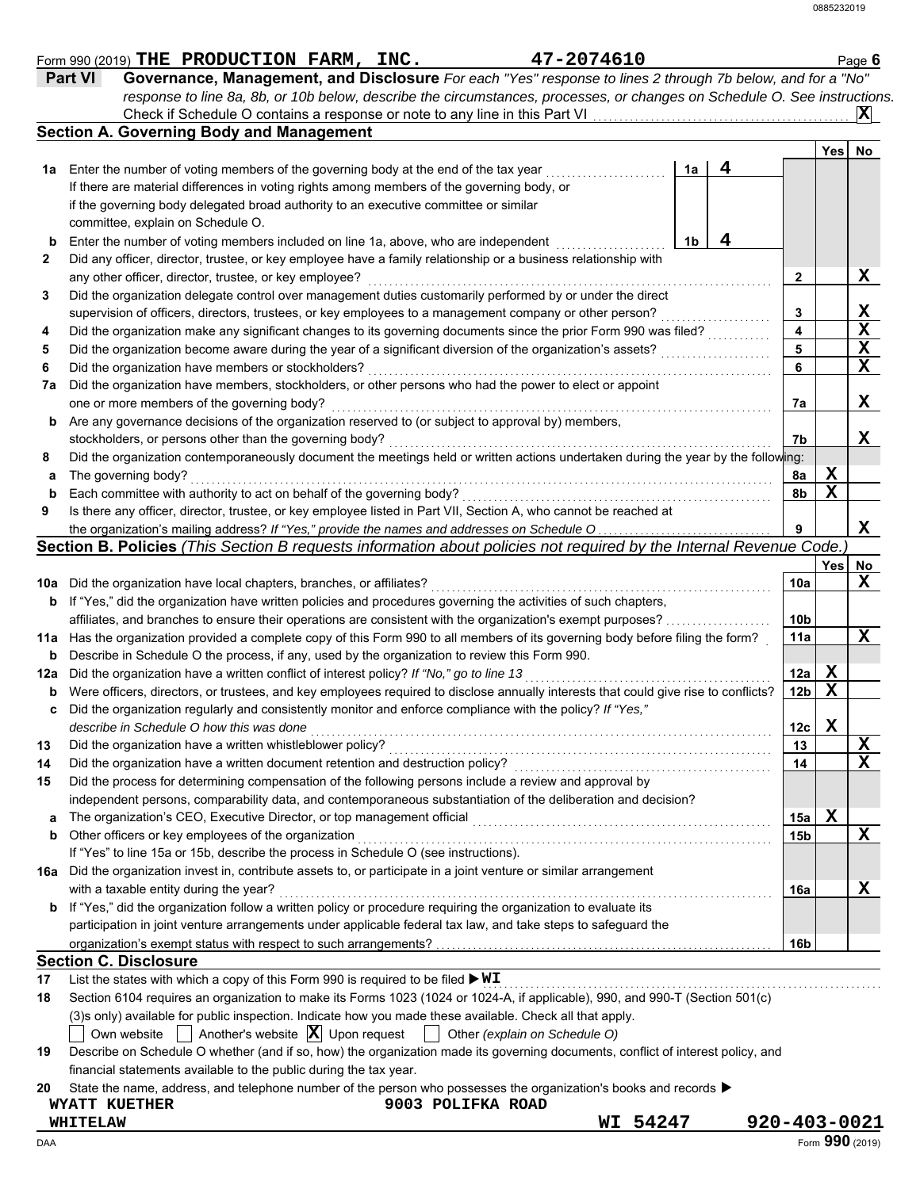Form 990 (2019) **THE PRODUCTION FARM, INC.** **47-2074610**

## Part VI Governance, Management, and Disclosure

*For each "Yes" response to lines 2 through 7b below, and for a "No" response to line 8a, 8b, or 10b below, describe the circumstances, processes, or changes on Schedule O. See instructions.*

Check if Schedule O contains a response or note to any line in this Part VI . . . . . . [X]

### Section A. Governing Body and Management

| | | | | Yes | No |
|---|---|---|---|---|---|
| **1a** | Enter the number of voting members of the governing body at the end of the tax year | 1a | 4 | | |
| | If there are material differences in voting rights among members of the governing body, or if the governing body delegated broad authority to an executive committee or similar committee, explain on Schedule O. | | | | |
| **b** | Enter the number of voting members included on line 1a, above, who are independent | 1b | 4 | | |
| **2** | Did any officer, director, trustee, or key employee have a family relationship or a business relationship with any other officer, director, trustee, or key employee? | 2 | | | X |
| **3** | Did the organization delegate control over management duties customarily performed by or under the direct supervision of officers, directors, trustees, or key employees to a management company or other person? | 3 | | | X |
| **4** | Did the organization make any significant changes to its governing documents since the prior Form 990 was filed? | 4 | | | X |
| **5** | Did the organization become aware during the year of a significant diversion of the organization's assets? | 5 | | | X |
| **6** | Did the organization have members or stockholders? | 6 | | | X |
| **7a** | Did the organization have members, stockholders, or other persons who had the power to elect or appoint one or more members of the governing body? | 7a | | | X |
| **b** | Are any governance decisions of the organization reserved to (or subject to approval by) members, stockholders, or persons other than the governing body? | 7b | | | X |
| **8** | Did the organization contemporaneously document the meetings held or written actions undertaken during the year by the following: | | | | |
| **a** | The governing body? | 8a | | X | |
| **b** | Each committee with authority to act on behalf of the governing body? | 8b | | X | |
| **9** | Is there any officer, director, trustee, or key employee listed in Part VII, Section A, who cannot be reached at the organization's mailing address? *If "Yes," provide the names and addresses on Schedule O* | 9 | | | X |

### Section B. Policies *(This Section B requests information about policies not required by the Internal Revenue Code.)*

| | | | Yes | No |
|---|---|---|---|---|
| **10a** | Did the organization have local chapters, branches, or affiliates? | 10a | | X |
| **b** | If "Yes," did the organization have written policies and procedures governing the activities of such chapters, affiliates, and branches to ensure their operations are consistent with the organization's exempt purposes? | 10b | | |
| **11a** | Has the organization provided a complete copy of this Form 990 to all members of its governing body before filing the form? | 11a | | X |
| **b** | Describe in Schedule O the process, if any, used by the organization to review this Form 990. | | | |
| **12a** | Did the organization have a written conflict of interest policy? *If "No," go to line 13* | 12a | X | |
| **b** | Were officers, directors, or trustees, and key employees required to disclose annually interests that could give rise to conflicts? | 12b | X | |
| **c** | Did the organization regularly and consistently monitor and enforce compliance with the policy? *If "Yes," describe in Schedule O how this was done* | 12c | X | |
| **13** | Did the organization have a written whistleblower policy? | 13 | | X |
| **14** | Did the organization have a written document retention and destruction policy? | 14 | | X |
| **15** | Did the process for determining compensation of the following persons include a review and approval by independent persons, comparability data, and contemporaneous substantiation of the deliberation and decision? | | | |
| **a** | The organization's CEO, Executive Director, or top management official | 15a | X | |
| **b** | Other officers or key employees of the organization | 15b | | X |
| | If "Yes" to line 15a or 15b, describe the process in Schedule O (see instructions). | | | |
| **16a** | Did the organization invest in, contribute assets to, or participate in a joint venture or similar arrangement with a taxable entity during the year? | 16a | | X |
| **b** | If "Yes," did the organization follow a written policy or procedure requiring the organization to evaluate its participation in joint venture arrangements under applicable federal tax law, and take steps to safeguard the organization's exempt status with respect to such arrangements? | 16b | | |

### Section C. Disclosure

**17** List the states with which a copy of this Form 990 is required to be filed ▶ **WI**

**18** Section 6104 requires an organization to make its Forms 1023 (1024 or 1024-A, if applicable), 990, and 990-T (Section 501(c)(3)s only) available for public inspection. Indicate how you made these available. Check all that apply.

[ ] Own website [ ] Another's website [X] Upon request [ ] Other *(explain on Schedule O)*

**19** Describe on Schedule O whether (and if so, how) the organization made its governing documents, conflict of interest policy, and financial statements available to the public during the tax year.

**20** State the name, address, and telephone number of the person who possesses the organization's books and records ▶

WYATT KUETHER 9003 POLIFKA ROAD
WHITELAW WI 54247 920-403-0021

Form **990** (2019)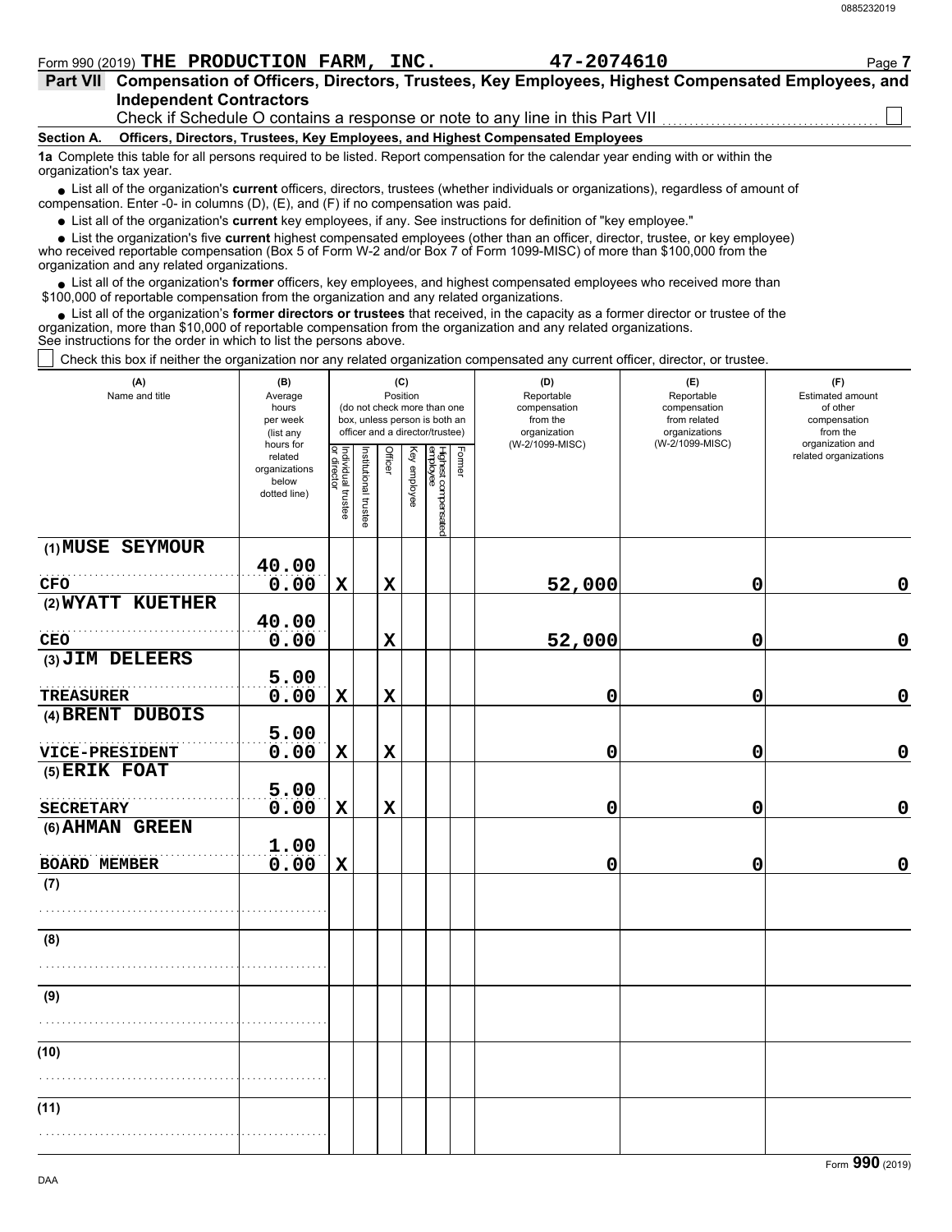Form 990 (2019) **THE PRODUCTION FARM, INC.** **47-2074610** Page **7**

**Part VII Compensation of Officers, Directors, Trustees, Key Employees, Highest Compensated Employees, and Independent Contractors**

Check if Schedule O contains a response or note to any line in this Part VII ☐

**Section A. Officers, Directors, Trustees, Key Employees, and Highest Compensated Employees**

**1a** Complete this table for all persons required to be listed. Report compensation for the calendar year ending with or within the organization's tax year.

- List all of the organization's **current** officers, directors, trustees (whether individuals or organizations), regardless of amount of compensation. Enter -0- in columns (D), (E), and (F) if no compensation was paid.
- List all of the organization's **current** key employees, if any. See instructions for definition of "key employee."
- List the organization's five **current** highest compensated employees (other than an officer, director, trustee, or key employee) who received reportable compensation (Box 5 of Form W-2 and/or Box 7 of Form 1099-MISC) of more than $100,000 from the organization and any related organizations.
- List all of the organization's **former** officers, key employees, and highest compensated employees who received more than $100,000 of reportable compensation from the organization and any related organizations.
- List all of the organization's **former directors or trustees** that received, in the capacity as a former director or trustee of the organization, more than $10,000 of reportable compensation from the organization and any related organizations.

See instructions for the order in which to list the persons above.

☐ Check this box if neither the organization nor any related organization compensated any current officer, director, or trustee.

| (A) Name and title | (B) Average hours per week (list any hours for related organizations below dotted line) | (C) Position (do not check more than one box, unless person is both an officer and a director/trustee): Individual trustee or director | Institutional trustee | Officer | Key employee | Highest compensated employee | Former | (D) Reportable compensation from the organization (W-2/1099-MISC) | (E) Reportable compensation from related organizations (W-2/1099-MISC) | (F) Estimated amount of other compensation from the organization and related organizations |
|---|---|---|---|---|---|---|---|---|---|---|
| (1) MUSE SEYMOUR<br>CFO | 40.00<br>0.00 | X | | X | | | | 52,000 | 0 | 0 |
| (2) WYATT KUETHER<br>CEO | 40.00<br>0.00 | | | X | | | | 52,000 | 0 | 0 |
| (3) JIM DELEERS<br>TREASURER | 5.00<br>0.00 | X | | X | | | | 0 | 0 | 0 |
| (4) BRENT DUBOIS<br>VICE-PRESIDENT | 5.00<br>0.00 | X | | X | | | | 0 | 0 | 0 |
| (5) ERIK FOAT<br>SECRETARY | 5.00<br>0.00 | X | | X | | | | 0 | 0 | 0 |
| (6) AHMAN GREEN<br>BOARD MEMBER | 1.00<br>0.00 | X | | | | | | 0 | 0 | 0 |
| (7) | | | | | | | | | | |
| (8) | | | | | | | | | | |
| (9) | | | | | | | | | | |
| (10) | | | | | | | | | | |
| (11) | | | | | | | | | | |

Form **990** (2019)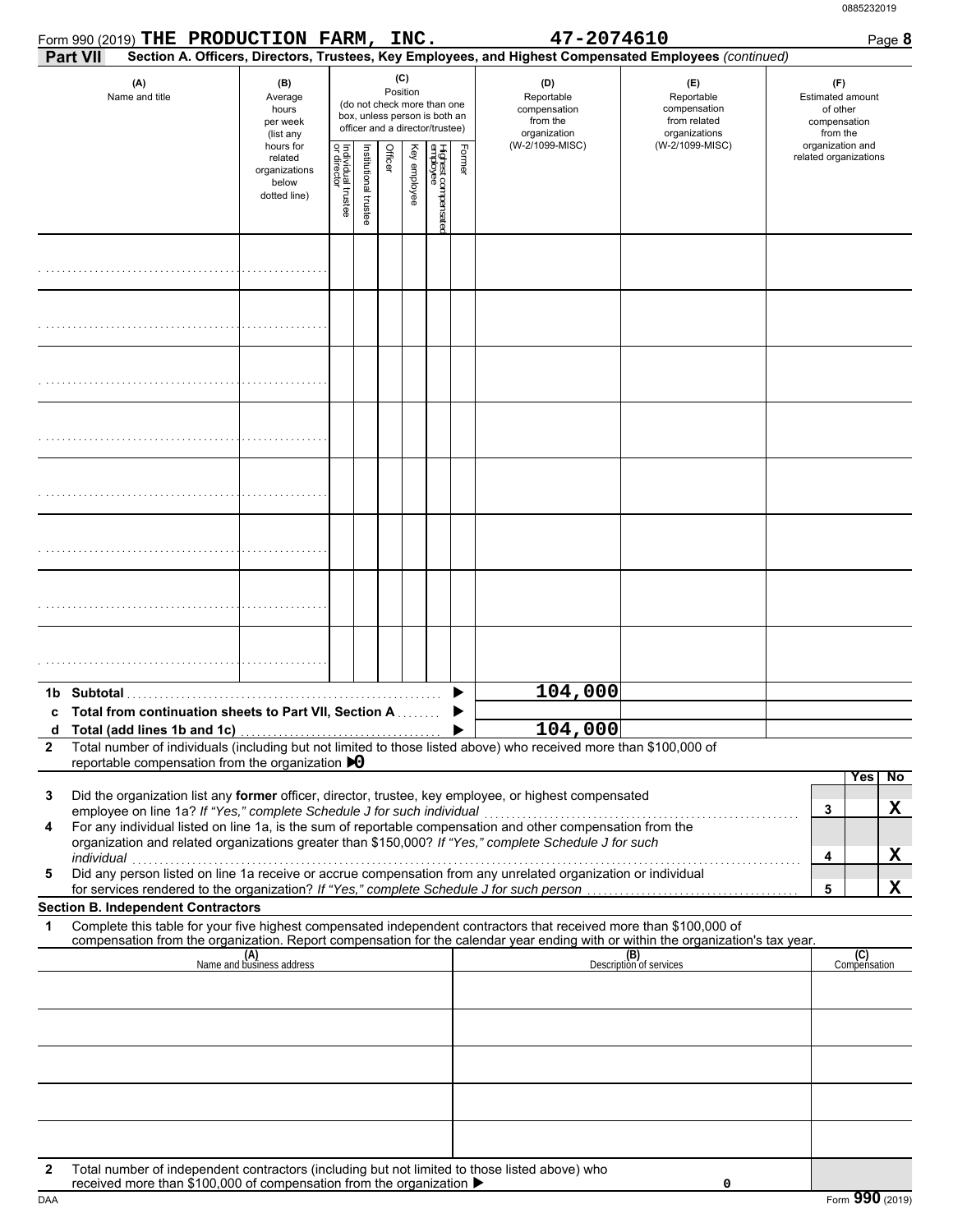Form 990 (2019) **THE PRODUCTION FARM, INC.** **47-2074610**

**Part VII** **Section A. Officers, Directors, Trustees, Key Employees, and Highest Compensated Employees** *(continued)*

| (A) Name and title | (B) Average hours per week (list any hours for related organizations below dotted line) | (C) Position (do not check more than one box, unless person is both an officer and a director/trustee): Individual trustee or director | Institutional trustee | Officer | Key employee | Highest compensated employee | Former | (D) Reportable compensation from the organization (W-2/1099-MISC) | (E) Reportable compensation from related organizations (W-2/1099-MISC) | (F) Estimated amount of other compensation from the organization and related organizations |
|---|---|---|---|---|---|---|---|---|---|---|
| | | | | | | | | | | |
| | | | | | | | | | | |
| | | | | | | | | | | |
| | | | | | | | | | | |
| | | | | | | | | | | |
| | | | | | | | | | | |
| | | | | | | | | | | |
| | | | | | | | | | | |

| | | (D) | (E) | (F) |
|---|---|---|---|---|
| **1b** | **Subtotal** | 104,000 | | |
| **c** | **Total from continuation sheets to Part VII, Section A** | | | |
| **d** | **Total (add lines 1b and 1c)** | 104,000 | | |

**2** Total number of individuals (including but not limited to those listed above) who received more than $100,000 of reportable compensation from the organization ▶ 0

| | | | Yes | No |
|---|---|---|---|---|
| **3** | Did the organization list any **former** officer, director, trustee, key employee, or highest compensated employee on line 1a? *If "Yes," complete Schedule J for such individual* | 3 | | X |
| **4** | For any individual listed on line 1a, is the sum of reportable compensation and other compensation from the organization and related organizations greater than $150,000? *If "Yes," complete Schedule J for such individual* | 4 | | X |
| **5** | Did any person listed on line 1a receive or accrue compensation from any unrelated organization or individual for services rendered to the organization? *If "Yes," complete Schedule J for such person* | 5 | | X |

**Section B. Independent Contractors**

**1** Complete this table for your five highest compensated independent contractors that received more than $100,000 of compensation from the organization. Report compensation for the calendar year ending with or within the organization's tax year.

| (A) Name and business address | (B) Description of services | (C) Compensation |
|---|---|---|
| | | |
| | | |
| | | |
| | | |
| | | |

**2** Total number of independent contractors (including but not limited to those listed above) who received more than $100,000 of compensation from the organization ▶ 0

Form **990** (2019)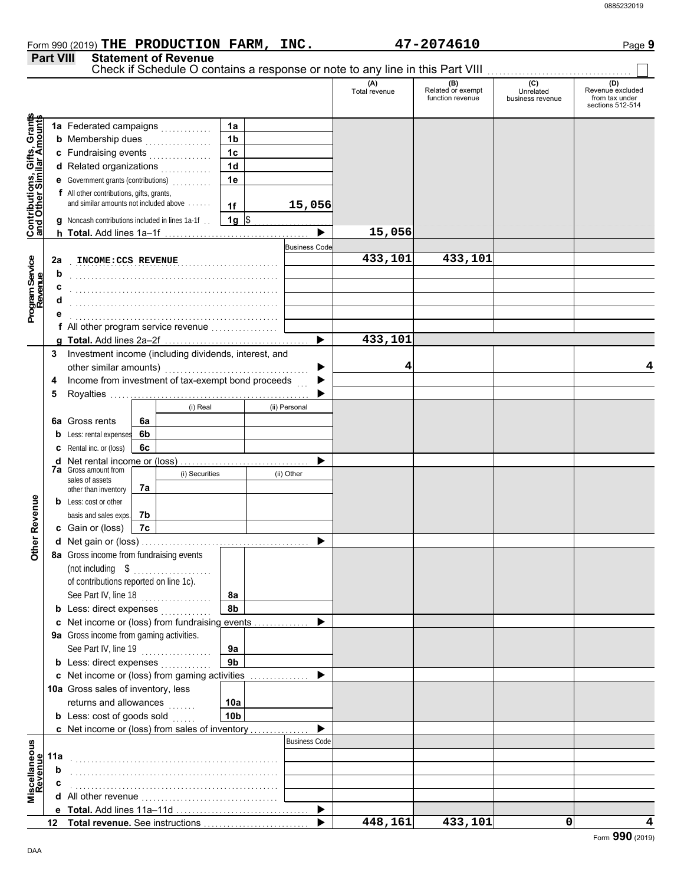Form 990 (2019) **THE PRODUCTION FARM, INC.** **47-2074610**

## Part VIII Statement of Revenue

Check if Schedule O contains a response or note to any line in this Part VIII ☐

| | | | (A) Total revenue | (B) Related or exempt function revenue | (C) Unrelated business revenue | (D) Revenue excluded from tax under sections 512-514 |
|---|---|---|---|---|---|---|
| **Contributions, Gifts, Grants and Other Similar Amounts** | | | | | | |
| 1a Federated campaigns | 1a | | | | | |
| b Membership dues | 1b | | | | | |
| c Fundraising events | 1c | | | | | |
| d Related organizations | 1d | | | | | |
| e Government grants (contributions) | 1e | | | | | |
| f All other contributions, gifts, grants, and similar amounts not included above | 1f | 15,056 | | | | |
| g Noncash contributions included in lines 1a-1f | 1g | $ | | | | |
| h **Total.** Add lines 1a–1f | | | 15,056 | | | |
| **Program Service Revenue** | | Business Code | | | | |
| 2a INCOME:CCS REVENUE | | | 433,101 | 433,101 | | |
| b | | | | | | |
| c | | | | | | |
| d | | | | | | |
| e | | | | | | |
| f All other program service revenue | | | | | | |
| g **Total.** Add lines 2a–2f | | | 433,101 | | | |
| **Other Revenue** | | | | | | |
| 3 Investment income (including dividends, interest, and other similar amounts) | | | 4 | | | 4 |
| 4 Income from investment of tax-exempt bond proceeds | | | | | | |
| 5 Royalties | | | | | | |
| | (i) Real | (ii) Personal | | | | |
| 6a Gross rents | 6a | | | | | |
| b Less: rental expenses | 6b | | | | | |
| c Rental inc. or (loss) | 6c | | | | | |
| d Net rental income or (loss) | | | | | | |
| | (i) Securities | (ii) Other | | | | |
| 7a Gross amount from sales of assets other than inventory | 7a | | | | | |
| b Less: cost or other basis and sales exps. | 7b | | | | | |
| c Gain or (loss) | 7c | | | | | |
| d Net gain or (loss) | | | | | | |
| 8a Gross income from fundraising events (not including $ ........ of contributions reported on line 1c). See Part IV, line 18 | 8a | | | | | |
| b Less: direct expenses | 8b | | | | | |
| c Net income or (loss) from fundraising events | | | | | | |
| 9a Gross income from gaming activities. See Part IV, line 19 | 9a | | | | | |
| b Less: direct expenses | 9b | | | | | |
| c Net income or (loss) from gaming activities | | | | | | |
| 10a Gross sales of inventory, less returns and allowances | 10a | | | | | |
| b Less: cost of goods sold | 10b | | | | | |
| c Net income or (loss) from sales of inventory | | | | | | |
| **Miscellaneous Revenue** | | Business Code | | | | |
| 11a | | | | | | |
| b | | | | | | |
| c | | | | | | |
| d All other revenue | | | | | | |
| e **Total.** Add lines 11a–11d | | | | | | |
| 12 **Total revenue.** See instructions | | | 448,161 | 433,101 | 0 | 4 |

Form **990** (2019)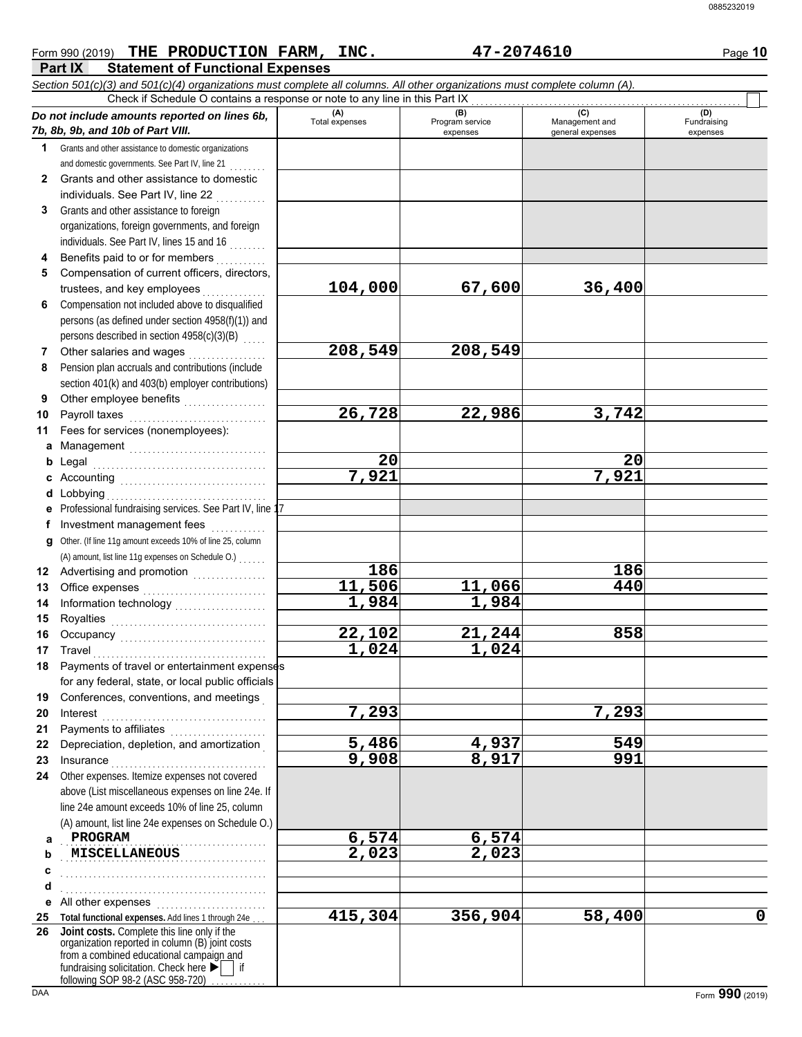Form 990 (2019) **THE PRODUCTION FARM, INC.** **47-2074610**

## Part IX Statement of Functional Expenses

*Section 501(c)(3) and 501(c)(4) organizations must complete all columns. All other organizations must complete column (A).*

Check if Schedule O contains a response or note to any line in this Part IX ☐

| *Do not include amounts reported on lines 6b, 7b, 8b, 9b, and 10b of Part VIII.* | (A) Total expenses | (B) Program service expenses | (C) Management and general expenses | (D) Fundraising expenses |
|---|---|---|---|---|
| **1** Grants and other assistance to domestic organizations and domestic governments. See Part IV, line 21 | | | | |
| **2** Grants and other assistance to domestic individuals. See Part IV, line 22 | | | | |
| **3** Grants and other assistance to foreign organizations, foreign governments, and foreign individuals. See Part IV, lines 15 and 16 | | | | |
| **4** Benefits paid to or for members | | | | |
| **5** Compensation of current officers, directors, trustees, and key employees | 104,000 | 67,600 | 36,400 | |
| **6** Compensation not included above to disqualified persons (as defined under section 4958(f)(1)) and persons described in section 4958(c)(3)(B) | | | | |
| **7** Other salaries and wages | 208,549 | 208,549 | | |
| **8** Pension plan accruals and contributions (include section 401(k) and 403(b) employer contributions) | | | | |
| **9** Other employee benefits | | | | |
| **10** Payroll taxes | 26,728 | 22,986 | 3,742 | |
| **11** Fees for services (nonemployees): | | | | |
| **a** Management | | | | |
| **b** Legal | 20 | | 20 | |
| **c** Accounting | 7,921 | | 7,921 | |
| **d** Lobbying | | | | |
| **e** Professional fundraising services. See Part IV, line 17 | | | | |
| **f** Investment management fees | | | | |
| **g** Other. (If line 11g amount exceeds 10% of line 25, column (A) amount, list line 11g expenses on Schedule O.) | | | | |
| **12** Advertising and promotion | 186 | | 186 | |
| **13** Office expenses | 11,506 | 11,066 | 440 | |
| **14** Information technology | 1,984 | 1,984 | | |
| **15** Royalties | | | | |
| **16** Occupancy | 22,102 | 21,244 | 858 | |
| **17** Travel | 1,024 | 1,024 | | |
| **18** Payments of travel or entertainment expenses for any federal, state, or local public officials | | | | |
| **19** Conferences, conventions, and meetings | | | | |
| **20** Interest | 7,293 | | 7,293 | |
| **21** Payments to affiliates | | | | |
| **22** Depreciation, depletion, and amortization | 5,486 | 4,937 | 549 | |
| **23** Insurance | 9,908 | 8,917 | 991 | |
| **24** Other expenses. Itemize expenses not covered above (List miscellaneous expenses on line 24e. If line 24e amount exceeds 10% of line 25, column (A) amount, list line 24e expenses on Schedule O.) | | | | |
| **a** PROGRAM | 6,574 | 6,574 | | |
| **b** MISCELLANEOUS | 2,023 | 2,023 | | |
| **c** | | | | |
| **d** | | | | |
| **e** All other expenses | | | | |
| **25 Total functional expenses.** Add lines 1 through 24e | 415,304 | 356,904 | 58,400 | 0 |
| **26 Joint costs.** Complete this line only if the organization reported in column (B) joint costs from a combined educational campaign and fundraising solicitation. Check here ▶ ☐ if following SOP 98-2 (ASC 958-720) | | | | |

Form **990** (2019)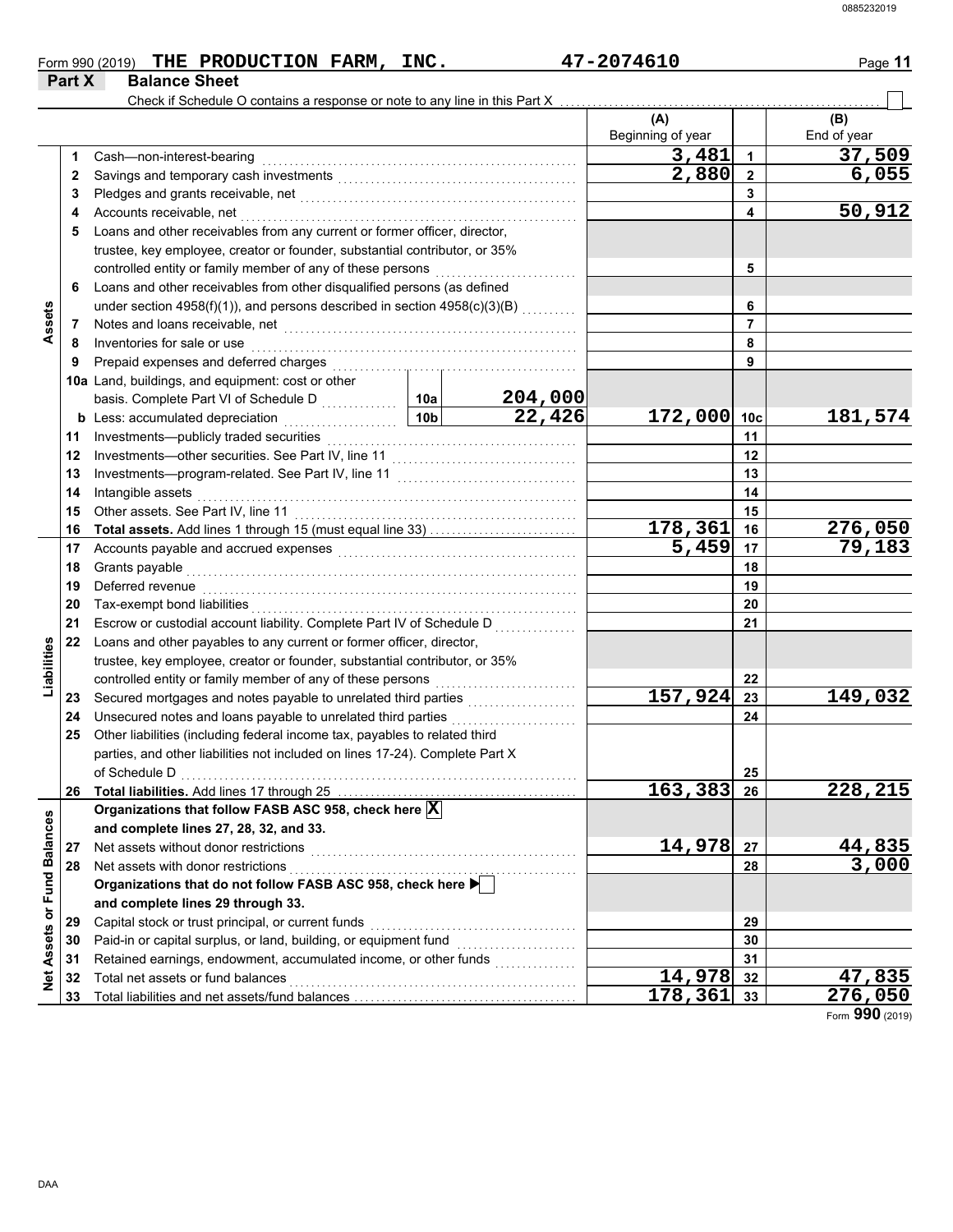Form 990 (2019) **THE PRODUCTION FARM, INC.** **47-2074610**

## Part X Balance Sheet

Check if Schedule O contains a response or note to any line in this Part X ☐

| | | | | (A) Beginning of year | | (B) End of year |
|---|---|---|---|---|---|---|
| **Assets** | 1 | Cash—non-interest-bearing | | 3,481 | 1 | 37,509 |
| | 2 | Savings and temporary cash investments | | 2,880 | 2 | 6,055 |
| | 3 | Pledges and grants receivable, net | | | 3 | |
| | 4 | Accounts receivable, net | | | 4 | 50,912 |
| | 5 | Loans and other receivables from any current or former officer, director, trustee, key employee, creator or founder, substantial contributor, or 35% controlled entity or family member of any of these persons | | | 5 | |
| | 6 | Loans and other receivables from other disqualified persons (as defined under section 4958(f)(1)), and persons described in section 4958(c)(3)(B) | | | 6 | |
| | 7 | Notes and loans receivable, net | | | 7 | |
| | 8 | Inventories for sale or use | | | 8 | |
| | 9 | Prepaid expenses and deferred charges | | | 9 | |
| | 10a | Land, buildings, and equipment: cost or other basis. Complete Part VI of Schedule D | 10a 204,000 | | | |
| | b | Less: accumulated depreciation | 10b 22,426 | 172,000 | 10c | 181,574 |
| | 11 | Investments—publicly traded securities | | | 11 | |
| | 12 | Investments—other securities. See Part IV, line 11 | | | 12 | |
| | 13 | Investments—program-related. See Part IV, line 11 | | | 13 | |
| | 14 | Intangible assets | | | 14 | |
| | 15 | Other assets. See Part IV, line 11 | | | 15 | |
| | 16 | **Total assets.** Add lines 1 through 15 (must equal line 33) | | 178,361 | 16 | 276,050 |
| **Liabilities** | 17 | Accounts payable and accrued expenses | | 5,459 | 17 | 79,183 |
| | 18 | Grants payable | | | 18 | |
| | 19 | Deferred revenue | | | 19 | |
| | 20 | Tax-exempt bond liabilities | | | 20 | |
| | 21 | Escrow or custodial account liability. Complete Part IV of Schedule D | | | 21 | |
| | 22 | Loans and other payables to any current or former officer, director, trustee, key employee, creator or founder, substantial contributor, or 35% controlled entity or family member of any of these persons | | | 22 | |
| | 23 | Secured mortgages and notes payable to unrelated third parties | | 157,924 | 23 | 149,032 |
| | 24 | Unsecured notes and loans payable to unrelated third parties | | | 24 | |
| | 25 | Other liabilities (including federal income tax, payables to related third parties, and other liabilities not included on lines 17-24). Complete Part X of Schedule D | | | 25 | |
| | 26 | **Total liabilities.** Add lines 17 through 25 | | 163,383 | 26 | 228,215 |
| **Net Assets or Fund Balances** | | **Organizations that follow FASB ASC 958, check here** ☒ **and complete lines 27, 28, 32, and 33.** | | | | |
| | 27 | Net assets without donor restrictions | | 14,978 | 27 | 44,835 |
| | 28 | Net assets with donor restrictions | | | 28 | 3,000 |
| | | **Organizations that do not follow FASB ASC 958, check here** ☐ **and complete lines 29 through 33.** | | | | |
| | 29 | Capital stock or trust principal, or current funds | | | 29 | |
| | 30 | Paid-in or capital surplus, or land, building, or equipment fund | | | 30 | |
| | 31 | Retained earnings, endowment, accumulated income, or other funds | | | 31 | |
| | 32 | Total net assets or fund balances | | 14,978 | 32 | 47,835 |
| | 33 | Total liabilities and net assets/fund balances | | 178,361 | 33 | 276,050 |

Form **990** (2019)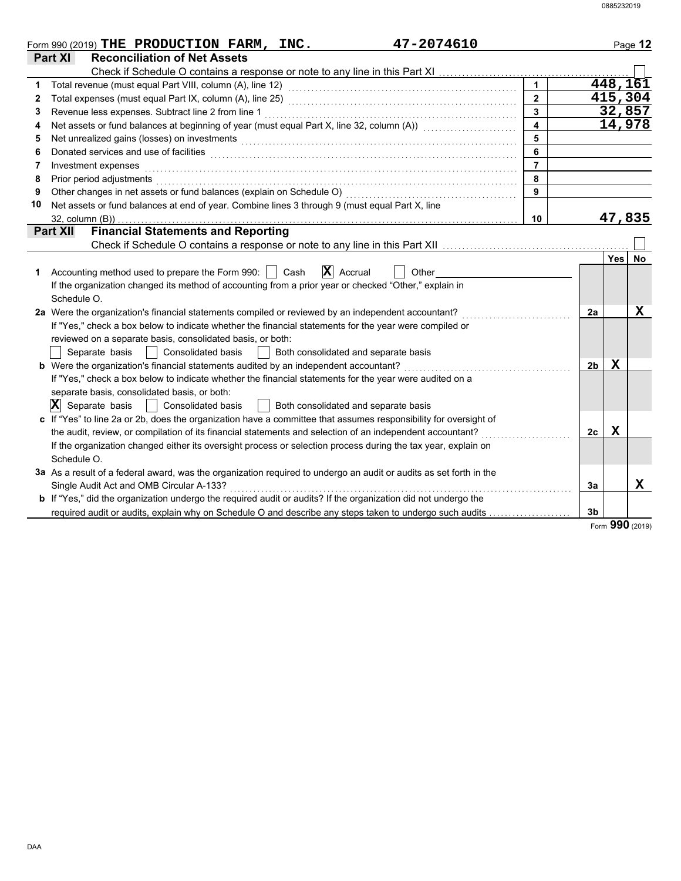Form 990 (2019) **THE PRODUCTION FARM, INC.** **47-2074610**

## Part XI Reconciliation of Net Assets

Check if Schedule O contains a response or note to any line in this Part XI ☐

| | | | |
|---|---|---|---|
| 1 | Total revenue (must equal Part VIII, column (A), line 12) | 1 | 448,161 |
| 2 | Total expenses (must equal Part IX, column (A), line 25) | 2 | 415,304 |
| 3 | Revenue less expenses. Subtract line 2 from line 1 | 3 | 32,857 |
| 4 | Net assets or fund balances at beginning of year (must equal Part X, line 32, column (A)) | 4 | 14,978 |
| 5 | Net unrealized gains (losses) on investments | 5 | |
| 6 | Donated services and use of facilities | 6 | |
| 7 | Investment expenses | 7 | |
| 8 | Prior period adjustments | 8 | |
| 9 | Other changes in net assets or fund balances (explain on Schedule O) | 9 | |
| 10 | Net assets or fund balances at end of year. Combine lines 3 through 9 (must equal Part X, line 32, column (B)) | 10 | 47,835 |

## Part XII Financial Statements and Reporting

Check if Schedule O contains a response or note to any line in this Part XII ☐

| | | | Yes | No |
|---|---|---|---|---|
| 1 | Accounting method used to prepare the Form 990: ☐ Cash ☒ Accrual ☐ Other<br>If the organization changed its method of accounting from a prior year or checked "Other," explain in Schedule O. | | | |
| 2a | Were the organization's financial statements compiled or reviewed by an independent accountant?<br>If "Yes," check a box below to indicate whether the financial statements for the year were compiled or reviewed on a separate basis, consolidated basis, or both:<br>☐ Separate basis ☐ Consolidated basis ☐ Both consolidated and separate basis | 2a | | X |
| b | Were the organization's financial statements audited by an independent accountant?<br>If "Yes," check a box below to indicate whether the financial statements for the year were audited on a separate basis, consolidated basis, or both:<br>☒ Separate basis ☐ Consolidated basis ☐ Both consolidated and separate basis | 2b | X | |
| c | If "Yes" to line 2a or 2b, does the organization have a committee that assumes responsibility for oversight of the audit, review, or compilation of its financial statements and selection of an independent accountant?<br>If the organization changed either its oversight process or selection process during the tax year, explain on Schedule O. | 2c | X | |
| 3a | As a result of a federal award, was the organization required to undergo an audit or audits as set forth in the Single Audit Act and OMB Circular A-133? | 3a | | X |
| b | If "Yes," did the organization undergo the required audit or audits? If the organization did not undergo the required audit or audits, explain why on Schedule O and describe any steps taken to undergo such audits | 3b | | |

Form **990** (2019)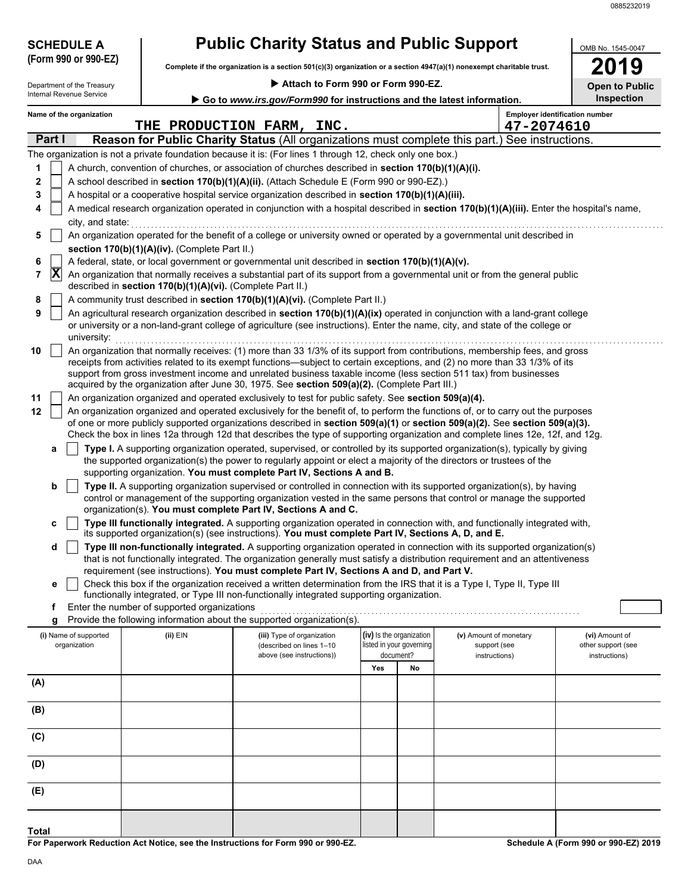0885232019

**SCHEDULE A (Form 990 or 990-EZ)**

Department of the Treasury
Internal Revenue Service

# Public Charity Status and Public Support

**Complete if the organization is a section 501(c)(3) organization or a section 4947(a)(1) nonexempt charitable trust.**

▶ **Attach to Form 990 or Form 990-EZ.**

▶ **Go to *www.irs.gov/Form990* for instructions and the latest information.**

OMB No. 1545-0047

**2019**

**Open to Public Inspection**

**Name of the organization:** THE PRODUCTION FARM, INC.

**Employer identification number:** 47-2074610

## Part I — Reason for Public Charity Status (All organizations must complete this part.) See instructions.

The organization is not a private foundation because it is: (For lines 1 through 12, check only one box.)

1. [ ] A church, convention of churches, or association of churches described in **section 170(b)(1)(A)(i).**
2. [ ] A school described in **section 170(b)(1)(A)(ii).** (Attach Schedule E (Form 990 or 990-EZ).)
3. [ ] A hospital or a cooperative hospital service organization described in **section 170(b)(1)(A)(iii).**
4. [ ] A medical research organization operated in conjunction with a hospital described in **section 170(b)(1)(A)(iii).** Enter the hospital's name, city, and state:
5. [ ] An organization operated for the benefit of a college or university owned or operated by a governmental unit described in **section 170(b)(1)(A)(iv).** (Complete Part II.)
6. [ ] A federal, state, or local government or governmental unit described in **section 170(b)(1)(A)(v).**
7. [X] An organization that normally receives a substantial part of its support from a governmental unit or from the general public described in **section 170(b)(1)(A)(vi).** (Complete Part II.)
8. [ ] A community trust described in **section 170(b)(1)(A)(vi).** (Complete Part II.)
9. [ ] An agricultural research organization described in **section 170(b)(1)(A)(ix)** operated in conjunction with a land-grant college or university or a non-land-grant college of agriculture (see instructions). Enter the name, city, and state of the college or university:
10. [ ] An organization that normally receives: (1) more than 33 1/3% of its support from contributions, membership fees, and gross receipts from activities related to its exempt functions—subject to certain exceptions, and (2) no more than 33 1/3% of its support from gross investment income and unrelated business taxable income (less section 511 tax) from businesses acquired by the organization after June 30, 1975. See **section 509(a)(2).** (Complete Part III.)
11. [ ] An organization organized and operated exclusively to test for public safety. See **section 509(a)(4).**
12. [ ] An organization organized and operated exclusively for the benefit of, to perform the functions of, or to carry out the purposes of one or more publicly supported organizations described in **section 509(a)(1)** or **section 509(a)(2).** See **section 509(a)(3).** Check the box in lines 12a through 12d that describes the type of supporting organization and complete lines 12e, 12f, and 12g.
   - **a** [ ] **Type I.** A supporting organization operated, supervised, or controlled by its supported organization(s), typically by giving the supported organization(s) the power to regularly appoint or elect a majority of the directors or trustees of the supporting organization. **You must complete Part IV, Sections A and B.**
   - **b** [ ] **Type II.** A supporting organization supervised or controlled in connection with its supported organization(s), by having control or management of the supporting organization vested in the same persons that control or manage the supported organization(s). **You must complete Part IV, Sections A and C.**
   - **c** [ ] **Type III functionally integrated.** A supporting organization operated in connection with, and functionally integrated with, its supported organization(s) (see instructions). **You must complete Part IV, Sections A, D, and E.**
   - **d** [ ] **Type III non-functionally integrated.** A supporting organization operated in connection with its supported organization(s) that is not functionally integrated. The organization generally must satisfy a distribution requirement and an attentiveness requirement (see instructions). **You must complete Part IV, Sections A and D, and Part V.**
   - **e** [ ] Check this box if the organization received a written determination from the IRS that it is a Type I, Type II, Type III functionally integrated, or Type III non-functionally integrated supporting organization.
   - **f** Enter the number of supported organizations
   - **g** Provide the following information about the supported organization(s).

| (i) Name of supported organization | (ii) EIN | (iii) Type of organization (described on lines 1–10 above (see instructions)) | (iv) Is the organization listed in your governing document? Yes | No | (v) Amount of monetary support (see instructions) | (vi) Amount of other support (see instructions) |
|---|---|---|---|---|---|---|
| (A) | | | | | | |
| (B) | | | | | | |
| (C) | | | | | | |
| (D) | | | | | | |
| (E) | | | | | | |
| **Total** | | | | | | |

**For Paperwork Reduction Act Notice, see the Instructions for Form 990 or 990-EZ.** **Schedule A (Form 990 or 990-EZ) 2019**

DAA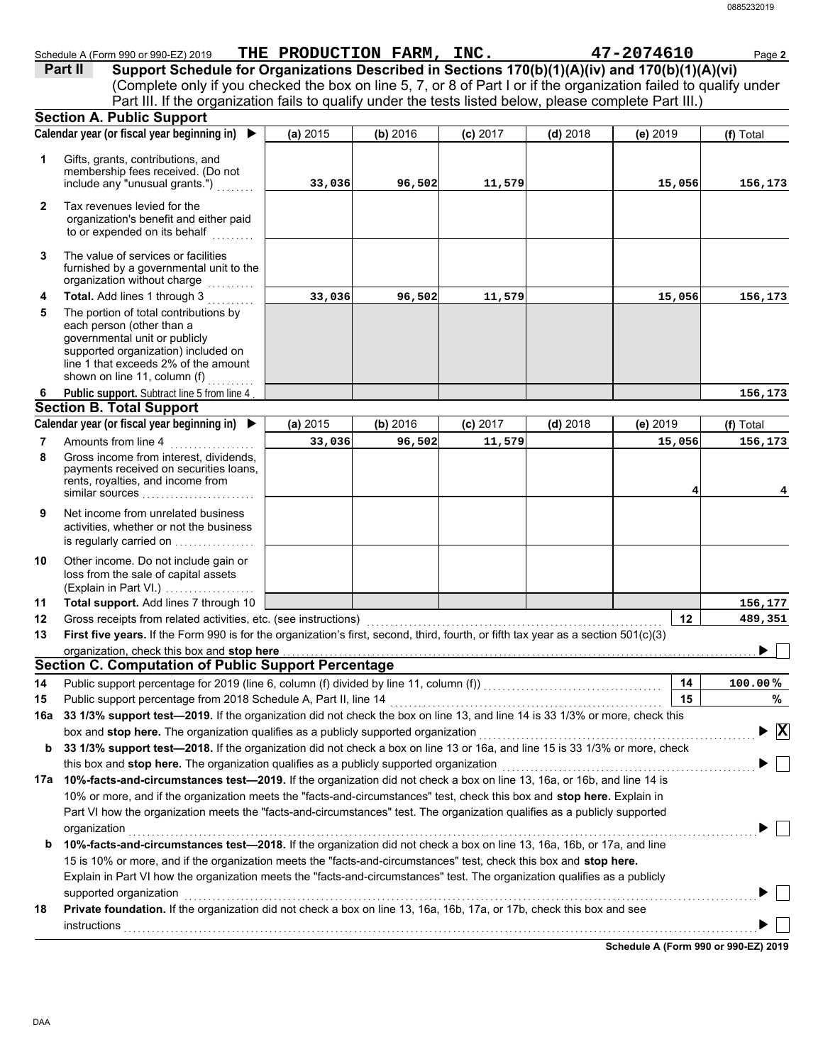Schedule A (Form 990 or 990-EZ) 2019 **THE PRODUCTION FARM, INC.** **47-2074610** Page **2**

**Part II** **Support Schedule for Organizations Described in Sections 170(b)(1)(A)(iv) and 170(b)(1)(A)(vi)**
(Complete only if you checked the box on line 5, 7, or 8 of Part I or if the organization failed to qualify under Part III. If the organization fails to qualify under the tests listed below, please complete Part III.)

### Section A. Public Support

| | Calendar year (or fiscal year beginning in) ▶ | (a) 2015 | (b) 2016 | (c) 2017 | (d) 2018 | (e) 2019 | (f) Total |
|---|---|---|---|---|---|---|---|
| 1 | Gifts, grants, contributions, and membership fees received. (Do not include any "unusual grants.") | 33,036 | 96,502 | 11,579 | | 15,056 | 156,173 |
| 2 | Tax revenues levied for the organization's benefit and either paid to or expended on its behalf | | | | | | |
| 3 | The value of services or facilities furnished by a governmental unit to the organization without charge | | | | | | |
| 4 | **Total.** Add lines 1 through 3 | 33,036 | 96,502 | 11,579 | | 15,056 | 156,173 |
| 5 | The portion of total contributions by each person (other than a governmental unit or publicly supported organization) included on line 1 that exceeds 2% of the amount shown on line 11, column (f) | | | | | | |
| 6 | **Public support.** Subtract line 5 from line 4 | | | | | | 156,173 |

### Section B. Total Support

| | Calendar year (or fiscal year beginning in) ▶ | (a) 2015 | (b) 2016 | (c) 2017 | (d) 2018 | (e) 2019 | (f) Total |
|---|---|---|---|---|---|---|---|
| 7 | Amounts from line 4 | 33,036 | 96,502 | 11,579 | | 15,056 | 156,173 |
| 8 | Gross income from interest, dividends, payments received on securities loans, rents, royalties, and income from similar sources | | | | | 4 | 4 |
| 9 | Net income from unrelated business activities, whether or not the business is regularly carried on | | | | | | |
| 10 | Other income. Do not include gain or loss from the sale of capital assets (Explain in Part VI.) | | | | | | |
| 11 | **Total support.** Add lines 7 through 10 | | | | | | 156,177 |

**12** Gross receipts from related activities, etc. (see instructions) — **12** — 489,351

**13** **First five years.** If the Form 990 is for the organization's first, second, third, fourth, or fifth tax year as a section 501(c)(3) organization, check this box and **stop here** ▶ ☐

### Section C. Computation of Public Support Percentage

**14** Public support percentage for 2019 (line 6, column (f) divided by line 11, column (f)) — **14** — 100.00 %

**15** Public support percentage from 2018 Schedule A, Part II, line 14 — **15** — %

**16a** **33 1/3% support test—2019.** If the organization did not check the box on line 13, and line 14 is 33 1/3% or more, check this box and **stop here.** The organization qualifies as a publicly supported organization ▶ ☒

**b** **33 1/3% support test—2018.** If the organization did not check a box on line 13 or 16a, and line 15 is 33 1/3% or more, check this box and **stop here.** The organization qualifies as a publicly supported organization ▶ ☐

**17a** **10%-facts-and-circumstances test—2019.** If the organization did not check a box on line 13, 16a, or 16b, and line 14 is 10% or more, and if the organization meets the "facts-and-circumstances" test, check this box and **stop here.** Explain in Part VI how the organization meets the "facts-and-circumstances" test. The organization qualifies as a publicly supported organization ▶ ☐

**b** **10%-facts-and-circumstances test—2018.** If the organization did not check a box on line 13, 16a, 16b, or 17a, and line 15 is 10% or more, and if the organization meets the "facts-and-circumstances" test, check this box and **stop here.** Explain in Part VI how the organization meets the "facts-and-circumstances" test. The organization qualifies as a publicly supported organization ▶ ☐

**18** **Private foundation.** If the organization did not check a box on line 13, 16a, 16b, 17a, or 17b, check this box and see instructions ▶ ☐

**Schedule A (Form 990 or 990-EZ) 2019**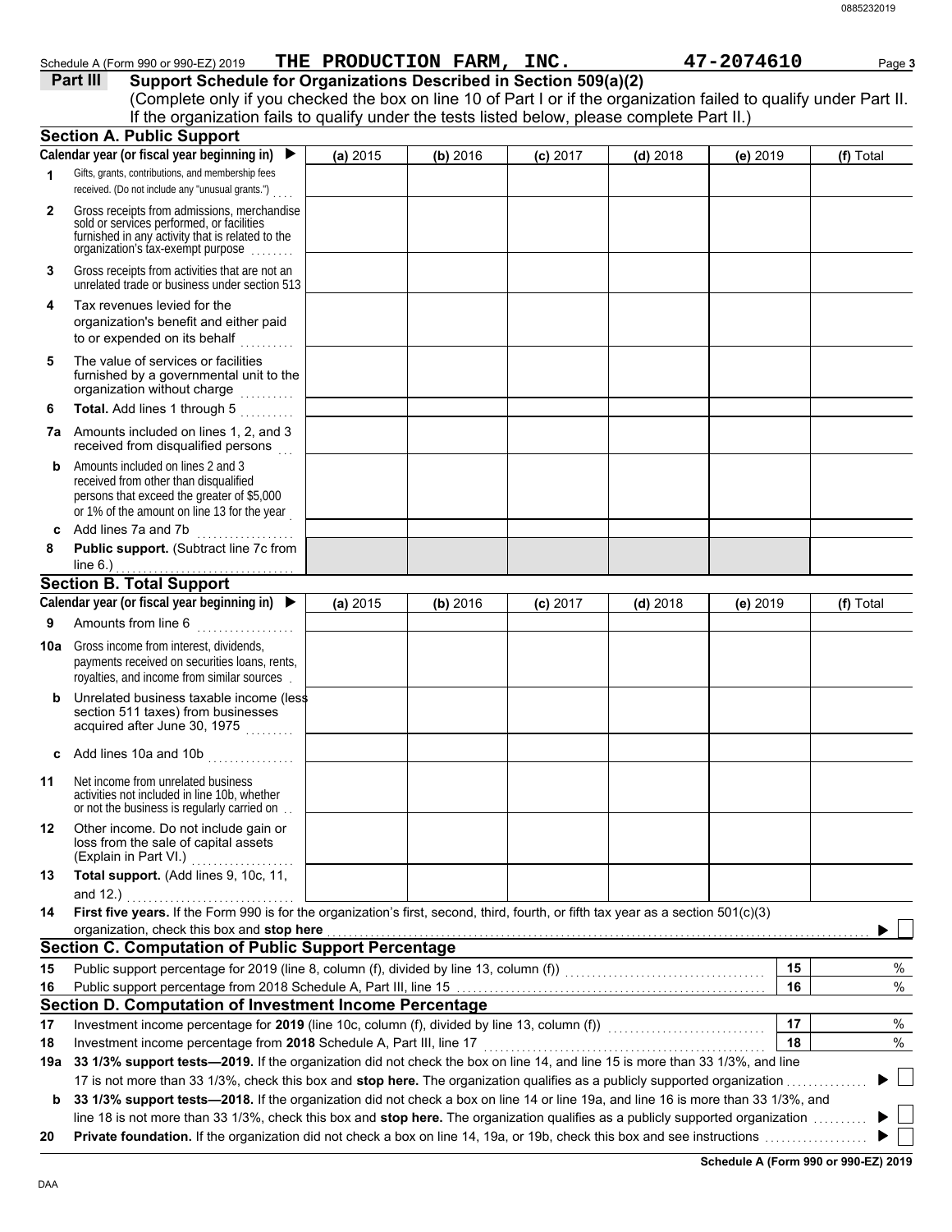Schedule A (Form 990 or 990-EZ) 2019 THE PRODUCTION FARM, INC. 47-2074610

## Part III Support Schedule for Organizations Described in Section 509(a)(2)

(Complete only if you checked the box on line 10 of Part I or if the organization failed to qualify under Part II. If the organization fails to qualify under the tests listed below, please complete Part II.)

### Section A. Public Support

| Calendar year (or fiscal year beginning in) ▶ | (a) 2015 | (b) 2016 | (c) 2017 | (d) 2018 | (e) 2019 | (f) Total |
|---|---|---|---|---|---|---|
| **1** Gifts, grants, contributions, and membership fees received. (Do not include any "unusual grants.") | | | | | | |
| **2** Gross receipts from admissions, merchandise sold or services performed, or facilities furnished in any activity that is related to the organization's tax-exempt purpose | | | | | | |
| **3** Gross receipts from activities that are not an unrelated trade or business under section 513 | | | | | | |
| **4** Tax revenues levied for the organization's benefit and either paid to or expended on its behalf | | | | | | |
| **5** The value of services or facilities furnished by a governmental unit to the organization without charge | | | | | | |
| **6** **Total.** Add lines 1 through 5 | | | | | | |
| **7a** Amounts included on lines 1, 2, and 3 received from disqualified persons | | | | | | |
| **b** Amounts included on lines 2 and 3 received from other than disqualified persons that exceed the greater of $5,000 or 1% of the amount on line 13 for the year | | | | | | |
| **c** Add lines 7a and 7b | | | | | | |
| **8** **Public support.** (Subtract line 7c from line 6.) | | | | | | |

### Section B. Total Support

| Calendar year (or fiscal year beginning in) ▶ | (a) 2015 | (b) 2016 | (c) 2017 | (d) 2018 | (e) 2019 | (f) Total |
|---|---|---|---|---|---|---|
| **9** Amounts from line 6 | | | | | | |
| **10a** Gross income from interest, dividends, payments received on securities loans, rents, royalties, and income from similar sources | | | | | | |
| **b** Unrelated business taxable income (less section 511 taxes) from businesses acquired after June 30, 1975 | | | | | | |
| **c** Add lines 10a and 10b | | | | | | |
| **11** Net income from unrelated business activities not included in line 10b, whether or not the business is regularly carried on | | | | | | |
| **12** Other income. Do not include gain or loss from the sale of capital assets (Explain in Part VI.) | | | | | | |
| **13** **Total support.** (Add lines 9, 10c, 11, and 12.) | | | | | | |

**14** **First five years.** If the Form 990 is for the organization's first, second, third, fourth, or fifth tax year as a section 501(c)(3) organization, check this box and **stop here** ▶ ☐

### Section C. Computation of Public Support Percentage

| | | | |
|---|---|---|---|
| **15** | Public support percentage for 2019 (line 8, column (f), divided by line 13, column (f)) | **15** | % |
| **16** | Public support percentage from 2018 Schedule A, Part III, line 15 | **16** | % |

### Section D. Computation of Investment Income Percentage

| | | | |
|---|---|---|---|
| **17** | Investment income percentage for **2019** (line 10c, column (f), divided by line 13, column (f)) | **17** | % |
| **18** | Investment income percentage from **2018** Schedule A, Part III, line 17 | **18** | % |

**19a** **33 1/3% support tests—2019.** If the organization did not check the box on line 14, and line 15 is more than 33 1/3%, and line 17 is not more than 33 1/3%, check this box and **stop here.** The organization qualifies as a publicly supported organization ▶ ☐

**b** **33 1/3% support tests—2018.** If the organization did not check a box on line 14 or line 19a, and line 16 is more than 33 1/3%, and line 18 is not more than 33 1/3%, check this box and **stop here.** The organization qualifies as a publicly supported organization ▶ ☐

**20** **Private foundation.** If the organization did not check a box on line 14, 19a, or 19b, check this box and see instructions ▶ ☐

**Schedule A (Form 990 or 990-EZ) 2019**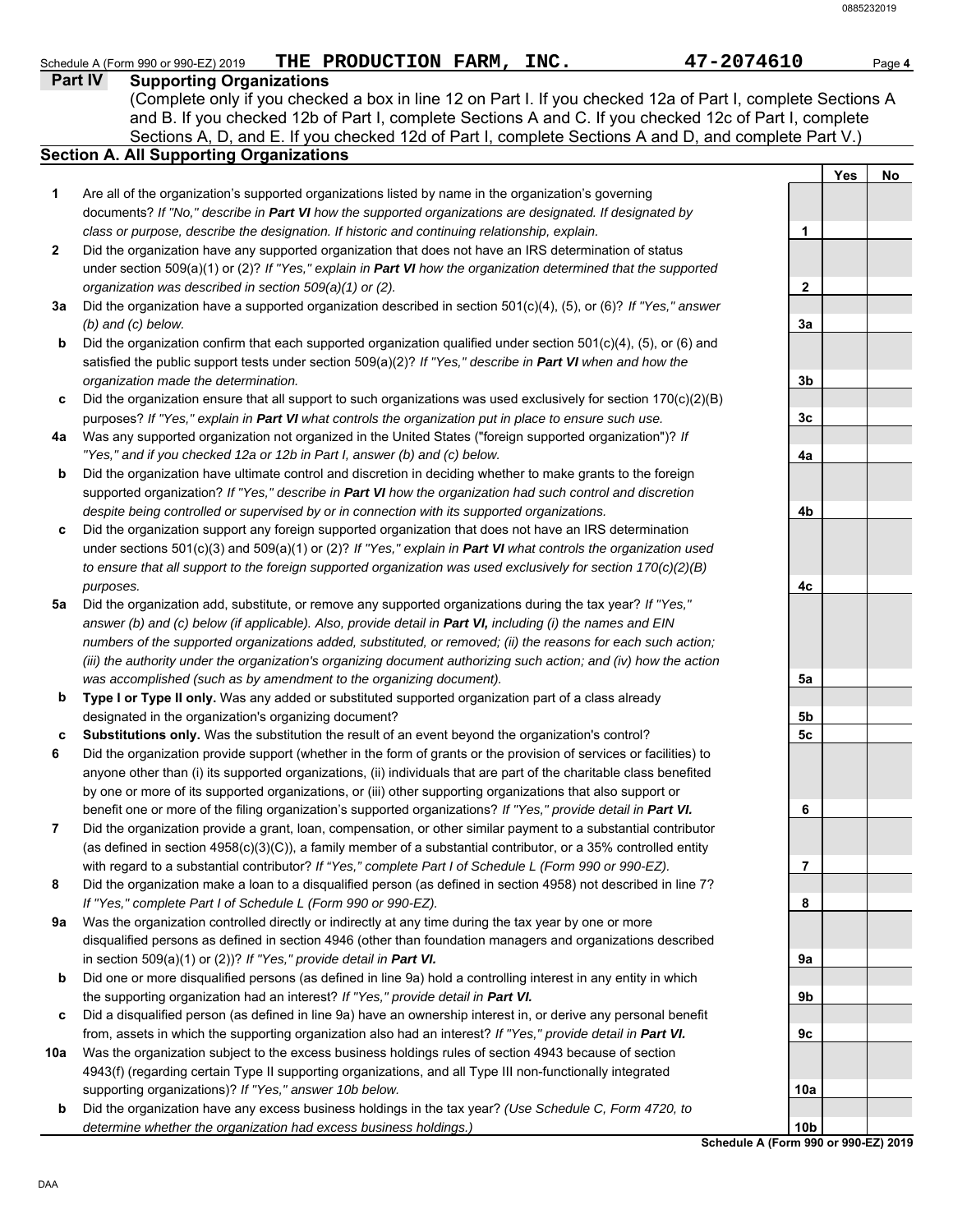Schedule A (Form 990 or 990-EZ) 2019 **THE PRODUCTION FARM, INC.** **47-2074610** Page **4**

## Part IV Supporting Organizations

(Complete only if you checked a box in line 12 on Part I. If you checked 12a of Part I, complete Sections A and B. If you checked 12b of Part I, complete Sections A and C. If you checked 12c of Part I, complete Sections A, D, and E. If you checked 12d of Part I, complete Sections A and D, and complete Part V.)

### Section A. All Supporting Organizations

| | | | Yes | No |
|---|---|---|---|---|
| **1** | Are all of the organization's supported organizations listed by name in the organization's governing documents? *If "No," describe in **Part VI** how the supported organizations are designated. If designated by class or purpose, describe the designation. If historic and continuing relationship, explain.* | **1** | | |
| **2** | Did the organization have any supported organization that does not have an IRS determination of status under section 509(a)(1) or (2)? *If "Yes," explain in **Part VI** how the organization determined that the supported organization was described in section 509(a)(1) or (2).* | **2** | | |
| **3a** | Did the organization have a supported organization described in section 501(c)(4), (5), or (6)? *If "Yes," answer (b) and (c) below.* | **3a** | | |
| **b** | Did the organization confirm that each supported organization qualified under section 501(c)(4), (5), or (6) and satisfied the public support tests under section 509(a)(2)? *If "Yes," describe in **Part VI** when and how the organization made the determination.* | **3b** | | |
| **c** | Did the organization ensure that all support to such organizations was used exclusively for section 170(c)(2)(B) purposes? *If "Yes," explain in **Part VI** what controls the organization put in place to ensure such use.* | **3c** | | |
| **4a** | Was any supported organization not organized in the United States ("foreign supported organization")? *If "Yes," and if you checked 12a or 12b in Part I, answer (b) and (c) below.* | **4a** | | |
| **b** | Did the organization have ultimate control and discretion in deciding whether to make grants to the foreign supported organization? *If "Yes," describe in **Part VI** how the organization had such control and discretion despite being controlled or supervised by or in connection with its supported organizations.* | **4b** | | |
| **c** | Did the organization support any foreign supported organization that does not have an IRS determination under sections 501(c)(3) and 509(a)(1) or (2)? *If "Yes," explain in **Part VI** what controls the organization used to ensure that all support to the foreign supported organization was used exclusively for section 170(c)(2)(B) purposes.* | **4c** | | |
| **5a** | Did the organization add, substitute, or remove any supported organizations during the tax year? *If "Yes," answer (b) and (c) below (if applicable). Also, provide detail in **Part VI,** including (i) the names and EIN numbers of the supported organizations added, substituted, or removed; (ii) the reasons for each such action; (iii) the authority under the organization's organizing document authorizing such action; and (iv) how the action was accomplished (such as by amendment to the organizing document).* | **5a** | | |
| **b** | **Type I or Type II only.** Was any added or substituted supported organization part of a class already designated in the organization's organizing document? | **5b** | | |
| **c** | **Substitutions only.** Was the substitution the result of an event beyond the organization's control? | **5c** | | |
| **6** | Did the organization provide support (whether in the form of grants or the provision of services or facilities) to anyone other than (i) its supported organizations, (ii) individuals that are part of the charitable class benefited by one or more of its supported organizations, or (iii) other supporting organizations that also support or benefit one or more of the filing organization's supported organizations? *If "Yes," provide detail in **Part VI.*** | **6** | | |
| **7** | Did the organization provide a grant, loan, compensation, or other similar payment to a substantial contributor (as defined in section 4958(c)(3)(C)), a family member of a substantial contributor, or a 35% controlled entity with regard to a substantial contributor? *If "Yes," complete Part I of Schedule L (Form 990 or 990-EZ).* | **7** | | |
| **8** | Did the organization make a loan to a disqualified person (as defined in section 4958) not described in line 7? *If "Yes," complete Part I of Schedule L (Form 990 or 990-EZ).* | **8** | | |
| **9a** | Was the organization controlled directly or indirectly at any time during the tax year by one or more disqualified persons as defined in section 4946 (other than foundation managers and organizations described in section 509(a)(1) or (2))? *If "Yes," provide detail in **Part VI.*** | **9a** | | |
| **b** | Did one or more disqualified persons (as defined in line 9a) hold a controlling interest in any entity in which the supporting organization had an interest? *If "Yes," provide detail in **Part VI.*** | **9b** | | |
| **c** | Did a disqualified person (as defined in line 9a) have an ownership interest in, or derive any personal benefit from, assets in which the supporting organization also had an interest? *If "Yes," provide detail in **Part VI.*** | **9c** | | |
| **10a** | Was the organization subject to the excess business holdings rules of section 4943 because of section 4943(f) (regarding certain Type II supporting organizations, and all Type III non-functionally integrated supporting organizations)? *If "Yes," answer 10b below.* | **10a** | | |
| **b** | Did the organization have any excess business holdings in the tax year? *(Use Schedule C, Form 4720, to determine whether the organization had excess business holdings.)* | **10b** | | |

**Schedule A (Form 990 or 990-EZ) 2019**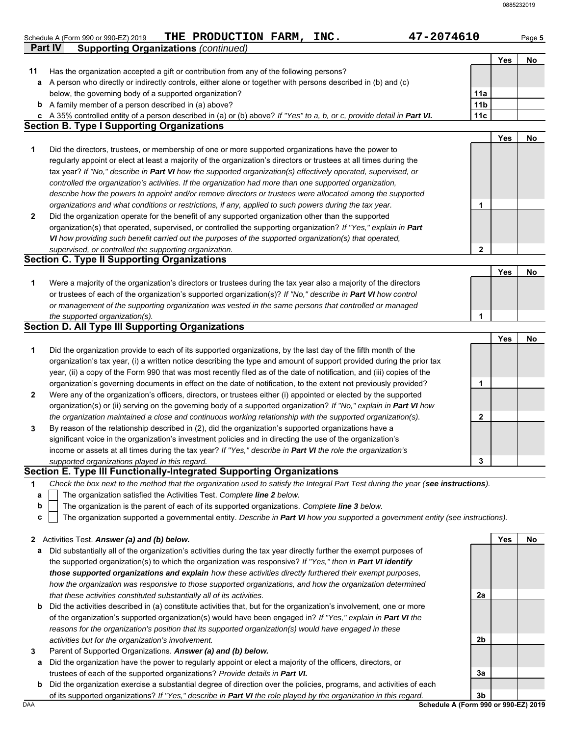Schedule A (Form 990 or 990-EZ) 2019 **THE PRODUCTION FARM, INC.** **47-2074610**

**Part IV** **Supporting Organizations** *(continued)*

| | | | Yes | No |
|---|---|---|---|---|
| **11** | Has the organization accepted a gift or contribution from any of the following persons? | | | |
| **a** | A person who directly or indirectly controls, either alone or together with persons described in (b) and (c) below, the governing body of a supported organization? | **11a** | | |
| **b** | A family member of a person described in (a) above? | **11b** | | |
| **c** | A 35% controlled entity of a person described in (a) or (b) above? *If "Yes" to a, b, or c, provide detail in* ***Part VI.*** | **11c** | | |

## Section B. Type I Supporting Organizations

| | | | Yes | No |
|---|---|---|---|---|
| **1** | Did the directors, trustees, or membership of one or more supported organizations have the power to regularly appoint or elect at least a majority of the organization's directors or trustees at all times during the tax year? *If "No," describe in* ***Part VI*** *how the supported organization(s) effectively operated, supervised, or controlled the organization's activities. If the organization had more than one supported organization, describe how the powers to appoint and/or remove directors or trustees were allocated among the supported organizations and what conditions or restrictions, if any, applied to such powers during the tax year.* | **1** | | |
| **2** | Did the organization operate for the benefit of any supported organization other than the supported organization(s) that operated, supervised, or controlled the supporting organization? *If "Yes," explain in* ***Part VI*** *how providing such benefit carried out the purposes of the supported organization(s) that operated, supervised, or controlled the supporting organization.* | **2** | | |

## Section C. Type II Supporting Organizations

| | | | Yes | No |
|---|---|---|---|---|
| **1** | Were a majority of the organization's directors or trustees during the tax year also a majority of the directors or trustees of each of the organization's supported organization(s)? *If "No," describe in* ***Part VI*** *how control or management of the supporting organization was vested in the same persons that controlled or managed the supported organization(s).* | **1** | | |

## Section D. All Type III Supporting Organizations

| | | | Yes | No |
|---|---|---|---|---|
| **1** | Did the organization provide to each of its supported organizations, by the last day of the fifth month of the organization's tax year, (i) a written notice describing the type and amount of support provided during the prior tax year, (ii) a copy of the Form 990 that was most recently filed as of the date of notification, and (iii) copies of the organization's governing documents in effect on the date of notification, to the extent not previously provided? | **1** | | |
| **2** | Were any of the organization's officers, directors, or trustees either (i) appointed or elected by the supported organization(s) or (ii) serving on the governing body of a supported organization? *If "No," explain in* ***Part VI*** *how the organization maintained a close and continuous working relationship with the supported organization(s).* | **2** | | |
| **3** | By reason of the relationship described in (2), did the organization's supported organizations have a significant voice in the organization's investment policies and in directing the use of the organization's income or assets at all times during the tax year? *If "Yes," describe in* ***Part VI*** *the role the organization's supported organizations played in this regard.* | **3** | | |

## Section E. Type III Functionally-Integrated Supporting Organizations

**1** *Check the box next to the method that the organization used to satisfy the Integral Part Test during the year (****see instructions****).*

**a** ☐ The organization satisfied the Activities Test. *Complete* ***line 2*** *below.*

**b** ☐ The organization is the parent of each of its supported organizations. *Complete* ***line 3*** *below.*

**c** ☐ The organization supported a governmental entity. *Describe in* ***Part VI*** *how you supported a government entity (see instructions).*

| | | | Yes | No |
|---|---|---|---|---|
| **2** | Activities Test. ***Answer (a) and (b) below.*** | | | |
| **a** | Did substantially all of the organization's activities during the tax year directly further the exempt purposes of the supported organization(s) to which the organization was responsive? *If "Yes," then in* ***Part VI identify those supported organizations and explain*** *how these activities directly furthered their exempt purposes, how the organization was responsive to those supported organizations, and how the organization determined that these activities constituted substantially all of its activities.* | **2a** | | |
| **b** | Did the activities described in (a) constitute activities that, but for the organization's involvement, one or more of the organization's supported organization(s) would have been engaged in? *If "Yes," explain in* ***Part VI*** *the reasons for the organization's position that its supported organization(s) would have engaged in these activities but for the organization's involvement.* | **2b** | | |
| **3** | Parent of Supported Organizations. ***Answer (a) and (b) below.*** | | | |
| **a** | Did the organization have the power to regularly appoint or elect a majority of the officers, directors, or trustees of each of the supported organizations? *Provide details in* ***Part VI.*** | **3a** | | |
| **b** | Did the organization exercise a substantial degree of direction over the policies, programs, and activities of each of its supported organizations? *If "Yes," describe in* ***Part VI*** *the role played by the organization in this regard.* | **3b** | | |

**Schedule A (Form 990 or 990-EZ) 2019**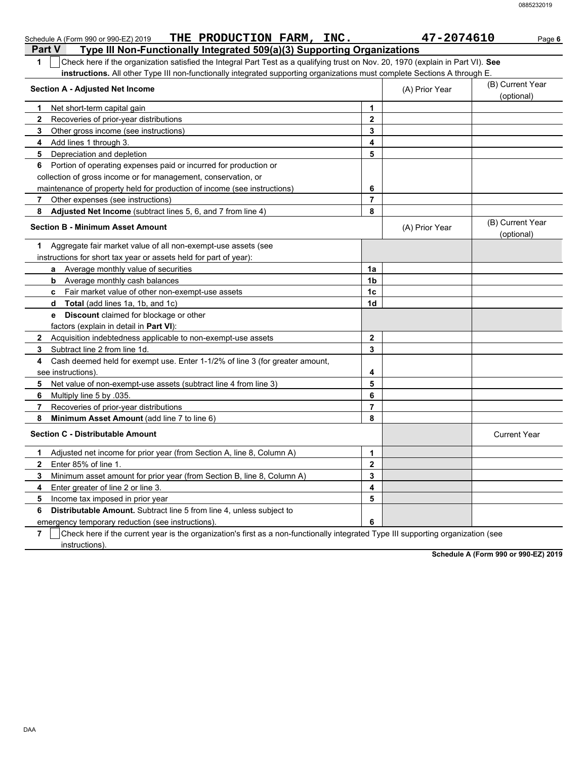Schedule A (Form 990 or 990-EZ) 2019 **THE PRODUCTION FARM, INC.** **47-2074610**

## Part V — Type III Non-Functionally Integrated 509(a)(3) Supporting Organizations

**1** ☐ Check here if the organization satisfied the Integral Part Test as a qualifying trust on Nov. 20, 1970 (explain in Part VI). **See instructions.** All other Type III non-functionally integrated supporting organizations must complete Sections A through E.

| Section A - Adjusted Net Income | | (A) Prior Year | (B) Current Year (optional) |
|---|---|---|---|
| **1** Net short-term capital gain | 1 | | |
| **2** Recoveries of prior-year distributions | 2 | | |
| **3** Other gross income (see instructions) | 3 | | |
| **4** Add lines 1 through 3. | 4 | | |
| **5** Depreciation and depletion | 5 | | |
| **6** Portion of operating expenses paid or incurred for production or collection of gross income or for management, conservation, or maintenance of property held for production of income (see instructions) | 6 | | |
| **7** Other expenses (see instructions) | 7 | | |
| **8** **Adjusted Net Income** (subtract lines 5, 6, and 7 from line 4) | 8 | | |

| Section B - Minimum Asset Amount | | (A) Prior Year | (B) Current Year (optional) |
|---|---|---|---|
| **1** Aggregate fair market value of all non-exempt-use assets (see instructions for short tax year or assets held for part of year): | | | |
| **a** Average monthly value of securities | 1a | | |
| **b** Average monthly cash balances | 1b | | |
| **c** Fair market value of other non-exempt-use assets | 1c | | |
| **d** **Total** (add lines 1a, 1b, and 1c) | 1d | | |
| **e** **Discount** claimed for blockage or other factors (explain in detail in **Part VI**): | | | |
| **2** Acquisition indebtedness applicable to non-exempt-use assets | 2 | | |
| **3** Subtract line 2 from line 1d. | 3 | | |
| **4** Cash deemed held for exempt use. Enter 1-1/2% of line 3 (for greater amount, see instructions). | 4 | | |
| **5** Net value of non-exempt-use assets (subtract line 4 from line 3) | 5 | | |
| **6** Multiply line 5 by .035. | 6 | | |
| **7** Recoveries of prior-year distributions | 7 | | |
| **8** **Minimum Asset Amount** (add line 7 to line 6) | 8 | | |

| Section C - Distributable Amount | | | Current Year |
|---|---|---|---|
| **1** Adjusted net income for prior year (from Section A, line 8, Column A) | 1 | | |
| **2** Enter 85% of line 1. | 2 | | |
| **3** Minimum asset amount for prior year (from Section B, line 8, Column A) | 3 | | |
| **4** Enter greater of line 2 or line 3. | 4 | | |
| **5** Income tax imposed in prior year | 5 | | |
| **6** **Distributable Amount.** Subtract line 5 from line 4, unless subject to emergency temporary reduction (see instructions). | 6 | | |

**7** ☐ Check here if the current year is the organization's first as a non-functionally integrated Type III supporting organization (see instructions).

**Schedule A (Form 990 or 990-EZ) 2019**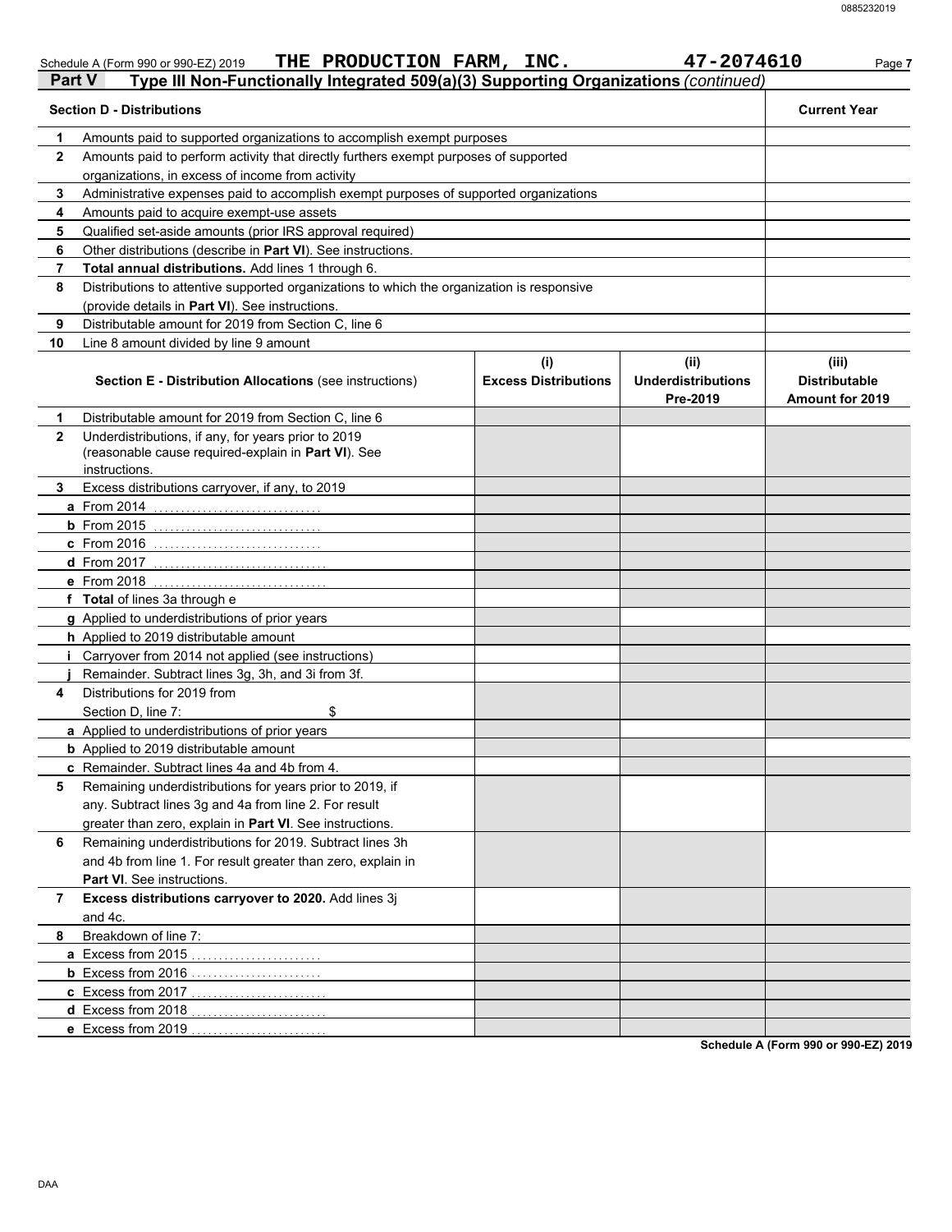Schedule A (Form 990 or 990-EZ) 2019 **THE PRODUCTION FARM, INC.** **47-2074610**

## Part V Type III Non-Functionally Integrated 509(a)(3) Supporting Organizations *(continued)*

| | **Section D - Distributions** | **Current Year** |
|---|---|---|
| **1** | Amounts paid to supported organizations to accomplish exempt purposes | |
| **2** | Amounts paid to perform activity that directly furthers exempt purposes of supported organizations, in excess of income from activity | |
| **3** | Administrative expenses paid to accomplish exempt purposes of supported organizations | |
| **4** | Amounts paid to acquire exempt-use assets | |
| **5** | Qualified set-aside amounts (prior IRS approval required) | |
| **6** | Other distributions (describe in **Part VI**). See instructions. | |
| **7** | **Total annual distributions.** Add lines 1 through 6. | |
| **8** | Distributions to attentive supported organizations to which the organization is responsive (provide details in **Part VI**). See instructions. | |
| **9** | Distributable amount for 2019 from Section C, line 6 | |
| **10** | Line 8 amount divided by line 9 amount | |

| | **Section E - Distribution Allocations** (see instructions) | **(i) Excess Distributions** | **(ii) Underdistributions Pre-2019** | **(iii) Distributable Amount for 2019** |
|---|---|---|---|---|
| **1** | Distributable amount for 2019 from Section C, line 6 | | | |
| **2** | Underdistributions, if any, for years prior to 2019 (reasonable cause required-explain in **Part VI**). See instructions. | | | |
| **3** | Excess distributions carryover, if any, to 2019 | | | |
| **a** | From 2014 | | | |
| **b** | From 2015 | | | |
| **c** | From 2016 | | | |
| **d** | From 2017 | | | |
| **e** | From 2018 | | | |
| **f** | **Total** of lines 3a through e | | | |
| **g** | Applied to underdistributions of prior years | | | |
| **h** | Applied to 2019 distributable amount | | | |
| **i** | Carryover from 2014 not applied (see instructions) | | | |
| **j** | Remainder. Subtract lines 3g, 3h, and 3i from 3f. | | | |
| **4** | Distributions for 2019 from Section D, line 7: $ | | | |
| **a** | Applied to underdistributions of prior years | | | |
| **b** | Applied to 2019 distributable amount | | | |
| **c** | Remainder. Subtract lines 4a and 4b from 4. | | | |
| **5** | Remaining underdistributions for years prior to 2019, if any. Subtract lines 3g and 4a from line 2. For result greater than zero, explain in **Part VI**. See instructions. | | | |
| **6** | Remaining underdistributions for 2019. Subtract lines 3h and 4b from line 1. For result greater than zero, explain in **Part VI**. See instructions. | | | |
| **7** | **Excess distributions carryover to 2020.** Add lines 3j and 4c. | | | |
| **8** | Breakdown of line 7: | | | |
| **a** | Excess from 2015 | | | |
| **b** | Excess from 2016 | | | |
| **c** | Excess from 2017 | | | |
| **d** | Excess from 2018 | | | |
| **e** | Excess from 2019 | | | |

**Schedule A (Form 990 or 990-EZ) 2019**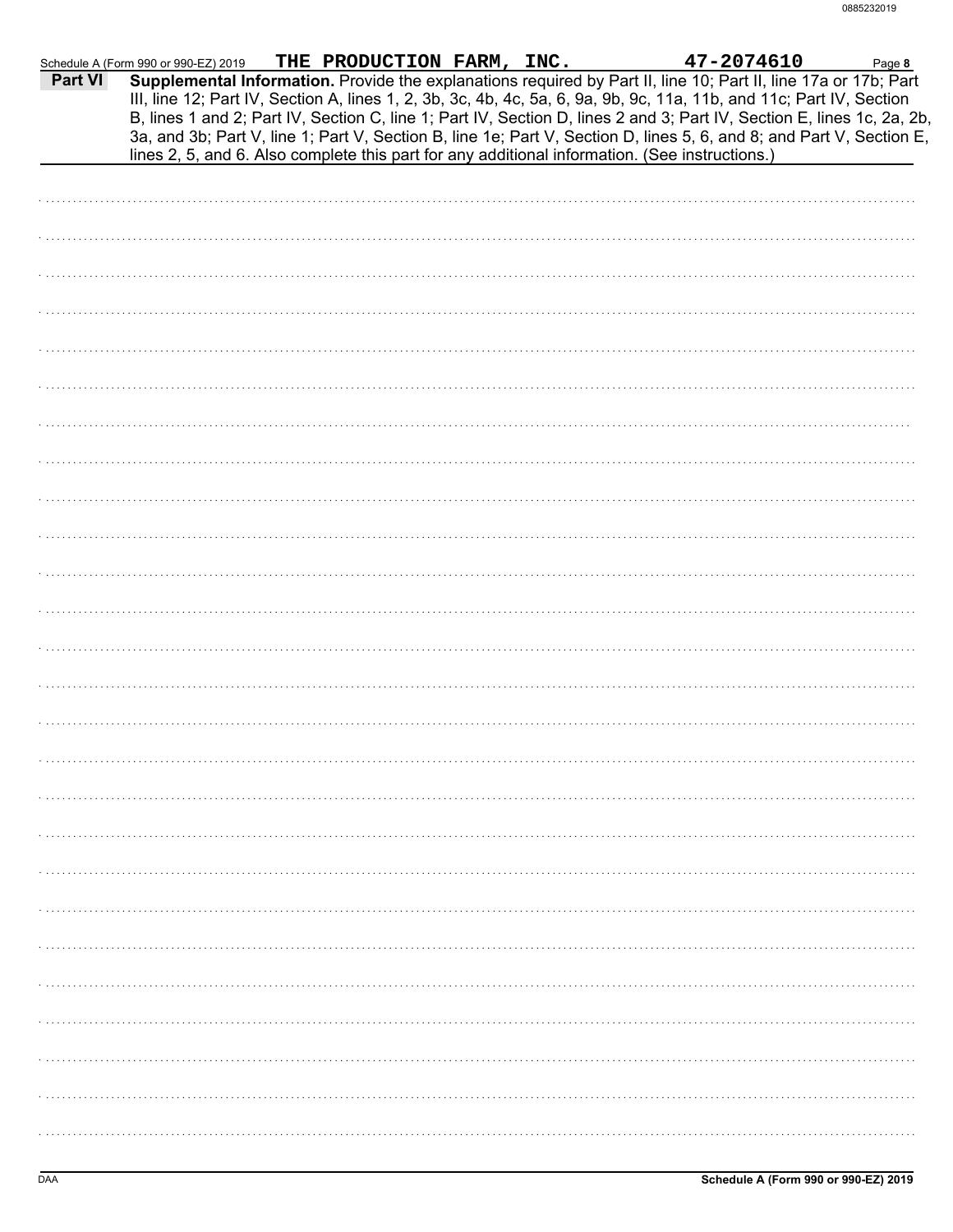Schedule A (Form 990 or 990-EZ) 2019 THE PRODUCTION FARM, INC. 47-2074610 Page **8**

**Part VI** **Supplemental Information.** Provide the explanations required by Part II, line 10; Part II, line 17a or 17b; Part III, line 12; Part IV, Section A, lines 1, 2, 3b, 3c, 4b, 4c, 5a, 6, 9a, 9b, 9c, 11a, 11b, and 11c; Part IV, Section B, lines 1 and 2; Part IV, Section C, line 1; Part IV, Section D, lines 2 and 3; Part IV, Section E, lines 1c, 2a, 2b, 3a, and 3b; Part V, line 1; Part V, Section B, line 1e; Part V, Section D, lines 5, 6, and 8; and Part V, Section E, lines 2, 5, and 6. Also complete this part for any additional information. (See instructions.)

DAA **Schedule A (Form 990 or 990-EZ) 2019**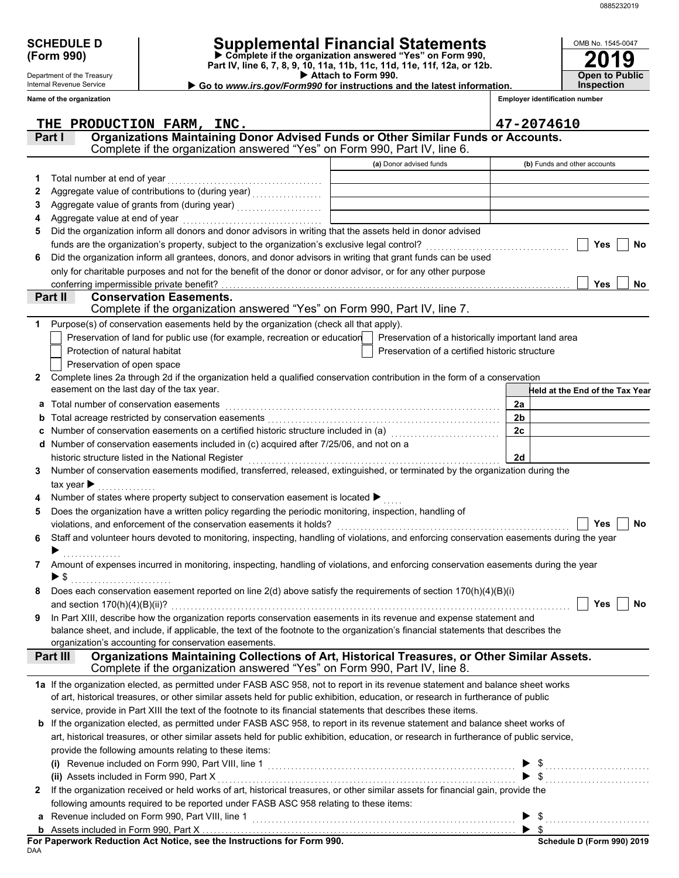0885232019

**SCHEDULE D (Form 990)**

Department of the Treasury
Internal Revenue Service

# Supplemental Financial Statements

▶ **Complete if the organization answered "Yes" on Form 990, Part IV, line 6, 7, 8, 9, 10, 11a, 11b, 11c, 11d, 11e, 11f, 12a, or 12b.**
▶ **Attach to Form 990.**
▶ **Go to *www.irs.gov/Form990* for instructions and the latest information.**

OMB No. 1545-0047
**2019**
**Open to Public Inspection**

| Name of the organization | Employer identification number |
|---|---|
| THE PRODUCTION FARM, INC. | 47-2074610 |

## Part I Organizations Maintaining Donor Advised Funds or Other Similar Funds or Accounts.
Complete if the organization answered "Yes" on Form 990, Part IV, line 6.

| | | (a) Donor advised funds | (b) Funds and other accounts |
|---|---|---|---|
| 1 | Total number at end of year | | |
| 2 | Aggregate value of contributions to (during year) | | |
| 3 | Aggregate value of grants from (during year) | | |
| 4 | Aggregate value at end of year | | |

5 Did the organization inform all donors and donor advisors in writing that the assets held in donor advised funds are the organization's property, subject to the organization's exclusive legal control? ☐ Yes ☐ No

6 Did the organization inform all grantees, donors, and donor advisors in writing that grant funds can be used only for charitable purposes and not for the benefit of the donor or donor advisor, or for any other purpose conferring impermissible private benefit? ☐ Yes ☐ No

## Part II Conservation Easements.
Complete if the organization answered "Yes" on Form 990, Part IV, line 7.

1 Purpose(s) of conservation easements held by the organization (check all that apply).

☐ Preservation of land for public use (for example, recreation or education) ☐ Preservation of a historically important land area
☐ Protection of natural habitat ☐ Preservation of a certified historic structure
☐ Preservation of open space

2 Complete lines 2a through 2d if the organization held a qualified conservation contribution in the form of a conservation easement on the last day of the tax year.

| | | | Held at the End of the Tax Year |
|---|---|---|---|
| a | Total number of conservation easements | 2a | |
| b | Total acreage restricted by conservation easements | 2b | |
| c | Number of conservation easements on a certified historic structure included in (a) | 2c | |
| d | Number of conservation easements included in (c) acquired after 7/25/06, and not on a historic structure listed in the National Register | 2d | |

3 Number of conservation easements modified, transferred, released, extinguished, or terminated by the organization during the tax year ▶

4 Number of states where property subject to conservation easement is located ▶

5 Does the organization have a written policy regarding the periodic monitoring, inspection, handling of violations, and enforcement of the conservation easements it holds? ☐ Yes ☐ No

6 Staff and volunteer hours devoted to monitoring, inspecting, handling of violations, and enforcing conservation easements during the year ▶

7 Amount of expenses incurred in monitoring, inspecting, handling of violations, and enforcing conservation easements during the year ▶ $

8 Does each conservation easement reported on line 2(d) above satisfy the requirements of section 170(h)(4)(B)(i) and section 170(h)(4)(B)(ii)? ☐ Yes ☐ No

9 In Part XIII, describe how the organization reports conservation easements in its revenue and expense statement and balance sheet, and include, if applicable, the text of the footnote to the organization's financial statements that describes the organization's accounting for conservation easements.

## Part III Organizations Maintaining Collections of Art, Historical Treasures, or Other Similar Assets.
Complete if the organization answered "Yes" on Form 990, Part IV, line 8.

1a If the organization elected, as permitted under FASB ASC 958, not to report in its revenue statement and balance sheet works of art, historical treasures, or other similar assets held for public exhibition, education, or research in furtherance of public service, provide in Part XIII the text of the footnote to its financial statements that describes these items.

b If the organization elected, as permitted under FASB ASC 958, to report in its revenue statement and balance sheet works of art, historical treasures, or other similar assets held for public exhibition, education, or research in furtherance of public service, provide the following amounts relating to these items:

(i) Revenue included on Form 990, Part VIII, line 1 ▶ $

(ii) Assets included in Form 990, Part X ▶ $

2 If the organization received or held works of art, historical treasures, or other similar assets for financial gain, provide the following amounts required to be reported under FASB ASC 958 relating to these items:

a Revenue included on Form 990, Part VIII, line 1 ▶ $

b Assets included in Form 990, Part X ▶ $

**For Paperwork Reduction Act Notice, see the Instructions for Form 990.**
DAA
**Schedule D (Form 990) 2019**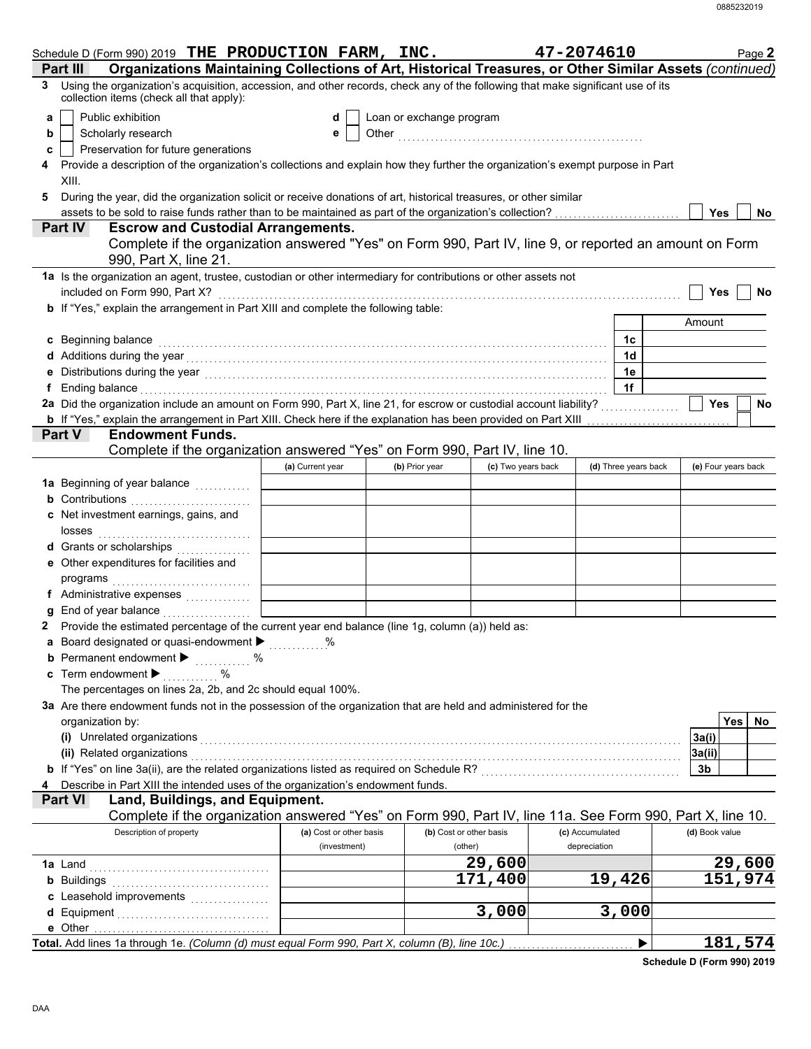Schedule D (Form 990) 2019 **THE PRODUCTION FARM, INC.** **47-2074610** Page **2**

**Part III** **Organizations Maintaining Collections of Art, Historical Treasures, or Other Similar Assets** *(continued)*

**3** Using the organization's acquisition, accession, and other records, check any of the following that make significant use of its collection items (check all that apply):

- **a** ☐ Public exhibition
- **b** ☐ Scholarly research
- **c** ☐ Preservation for future generations
- **d** ☐ Loan or exchange program
- **e** ☐ Other

**4** Provide a description of the organization's collections and explain how they further the organization's exempt purpose in Part XIII.

**5** During the year, did the organization solicit or receive donations of art, historical treasures, or other similar assets to be sold to raise funds rather than to be maintained as part of the organization's collection? ☐ Yes ☐ No

**Part IV** **Escrow and Custodial Arrangements.**
Complete if the organization answered "Yes" on Form 990, Part IV, line 9, or reported an amount on Form 990, Part X, line 21.

**1a** Is the organization an agent, trustee, custodian or other intermediary for contributions or other assets not included on Form 990, Part X? ☐ Yes ☐ No

**b** If "Yes," explain the arrangement in Part XIII and complete the following table:

| | | Amount |
|---|---|---|
| **c** Beginning balance | 1c | |
| **d** Additions during the year | 1d | |
| **e** Distributions during the year | 1e | |
| **f** Ending balance | 1f | |

**2a** Did the organization include an amount on Form 990, Part X, line 21, for escrow or custodial account liability? ☐ Yes ☐ No

**b** If "Yes," explain the arrangement in Part XIII. Check here if the explanation has been provided on Part XIII ☐

**Part V** **Endowment Funds.**
Complete if the organization answered "Yes" on Form 990, Part IV, line 10.

| | (a) Current year | (b) Prior year | (c) Two years back | (d) Three years back | (e) Four years back |
|---|---|---|---|---|---|
| **1a** Beginning of year balance | | | | | |
| **b** Contributions | | | | | |
| **c** Net investment earnings, gains, and losses | | | | | |
| **d** Grants or scholarships | | | | | |
| **e** Other expenditures for facilities and programs | | | | | |
| **f** Administrative expenses | | | | | |
| **g** End of year balance | | | | | |

**2** Provide the estimated percentage of the current year end balance (line 1g, column (a)) held as:

- **a** Board designated or quasi-endowment ▶ %
- **b** Permanent endowment ▶ %
- **c** Term endowment ▶ %

The percentages on lines 2a, 2b, and 2c should equal 100%.

**3a** Are there endowment funds not in the possession of the organization that are held and administered for the organization by:

| | | Yes | No |
|---|---|---|---|
| **(i)** Unrelated organizations | 3a(i) | | |
| **(ii)** Related organizations | 3a(ii) | | |
| **b** If "Yes" on line 3a(ii), are the related organizations listed as required on Schedule R? | 3b | | |

**4** Describe in Part XIII the intended uses of the organization's endowment funds.

**Part VI** **Land, Buildings, and Equipment.**
Complete if the organization answered "Yes" on Form 990, Part IV, line 11a. See Form 990, Part X, line 10.

| Description of property | (a) Cost or other basis (investment) | (b) Cost or other basis (other) | (c) Accumulated depreciation | (d) Book value |
|---|---|---|---|---|
| **1a** Land | | 29,600 | | 29,600 |
| **b** Buildings | | 171,400 | 19,426 | 151,974 |
| **c** Leasehold improvements | | | | |
| **d** Equipment | | 3,000 | 3,000 | |
| **e** Other | | | | |
| **Total.** Add lines 1a through 1e. *(Column (d) must equal Form 990, Part X, column (B), line 10c.)* ▶ | | | | 181,574 |

**Schedule D (Form 990) 2019**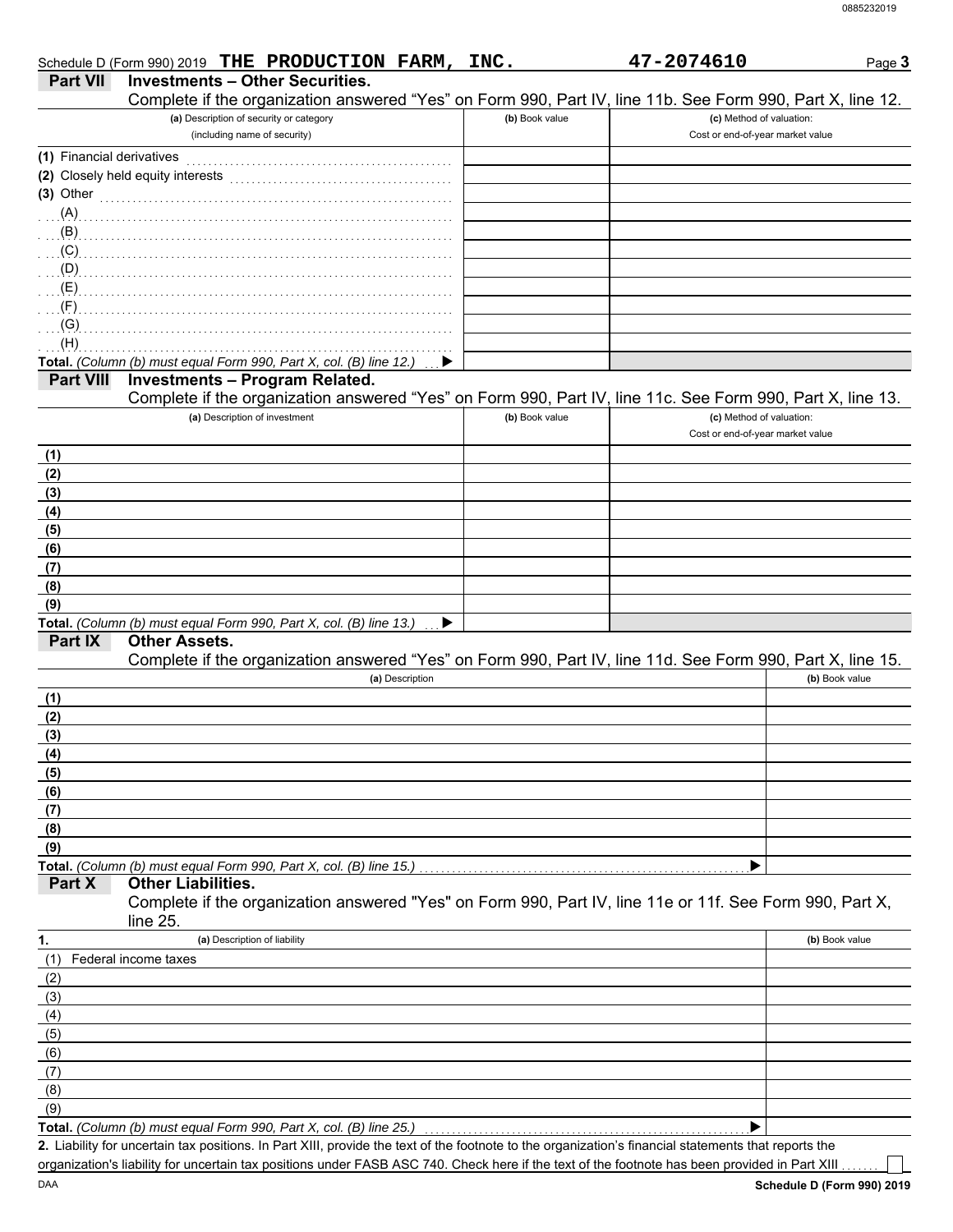Schedule D (Form 990) 2019 **THE PRODUCTION FARM, INC.** **47-2074610** Page **3**

## Part VII Investments – Other Securities.

Complete if the organization answered "Yes" on Form 990, Part IV, line 11b. See Form 990, Part X, line 12.

| (a) Description of security or category (including name of security) | (b) Book value | (c) Method of valuation: Cost or end-of-year market value |
|---|---|---|
| (1) Financial derivatives | | |
| (2) Closely held equity interests | | |
| (3) Other | | |
| (A) | | |
| (B) | | |
| (C) | | |
| (D) | | |
| (E) | | |
| (F) | | |
| (G) | | |
| (H) | | |
| **Total.** *(Column (b) must equal Form 990, Part X, col. (B) line 12.)* ▶ | | |

## Part VIII Investments – Program Related.

Complete if the organization answered "Yes" on Form 990, Part IV, line 11c. See Form 990, Part X, line 13.

| (a) Description of investment | (b) Book value | (c) Method of valuation: Cost or end-of-year market value |
|---|---|---|
| (1) | | |
| (2) | | |
| (3) | | |
| (4) | | |
| (5) | | |
| (6) | | |
| (7) | | |
| (8) | | |
| (9) | | |
| **Total.** *(Column (b) must equal Form 990, Part X, col. (B) line 13.)* ▶ | | |

## Part IX Other Assets.

Complete if the organization answered "Yes" on Form 990, Part IV, line 11d. See Form 990, Part X, line 15.

| (a) Description | (b) Book value |
|---|---|
| (1) | |
| (2) | |
| (3) | |
| (4) | |
| (5) | |
| (6) | |
| (7) | |
| (8) | |
| (9) | |
| **Total.** *(Column (b) must equal Form 990, Part X, col. (B) line 15.)* ▶ | |

## Part X Other Liabilities.

Complete if the organization answered "Yes" on Form 990, Part IV, line 11e or 11f. See Form 990, Part X, line 25.

| 1. (a) Description of liability | (b) Book value |
|---|---|
| (1) Federal income taxes | |
| (2) | |
| (3) | |
| (4) | |
| (5) | |
| (6) | |
| (7) | |
| (8) | |
| (9) | |
| **Total.** *(Column (b) must equal Form 990, Part X, col. (B) line 25.)* ▶ | |

**2.** Liability for uncertain tax positions. In Part XIII, provide the text of the footnote to the organization's financial statements that reports the organization's liability for uncertain tax positions under FASB ASC 740. Check here if the text of the footnote has been provided in Part XIII ☐

DAA **Schedule D (Form 990) 2019**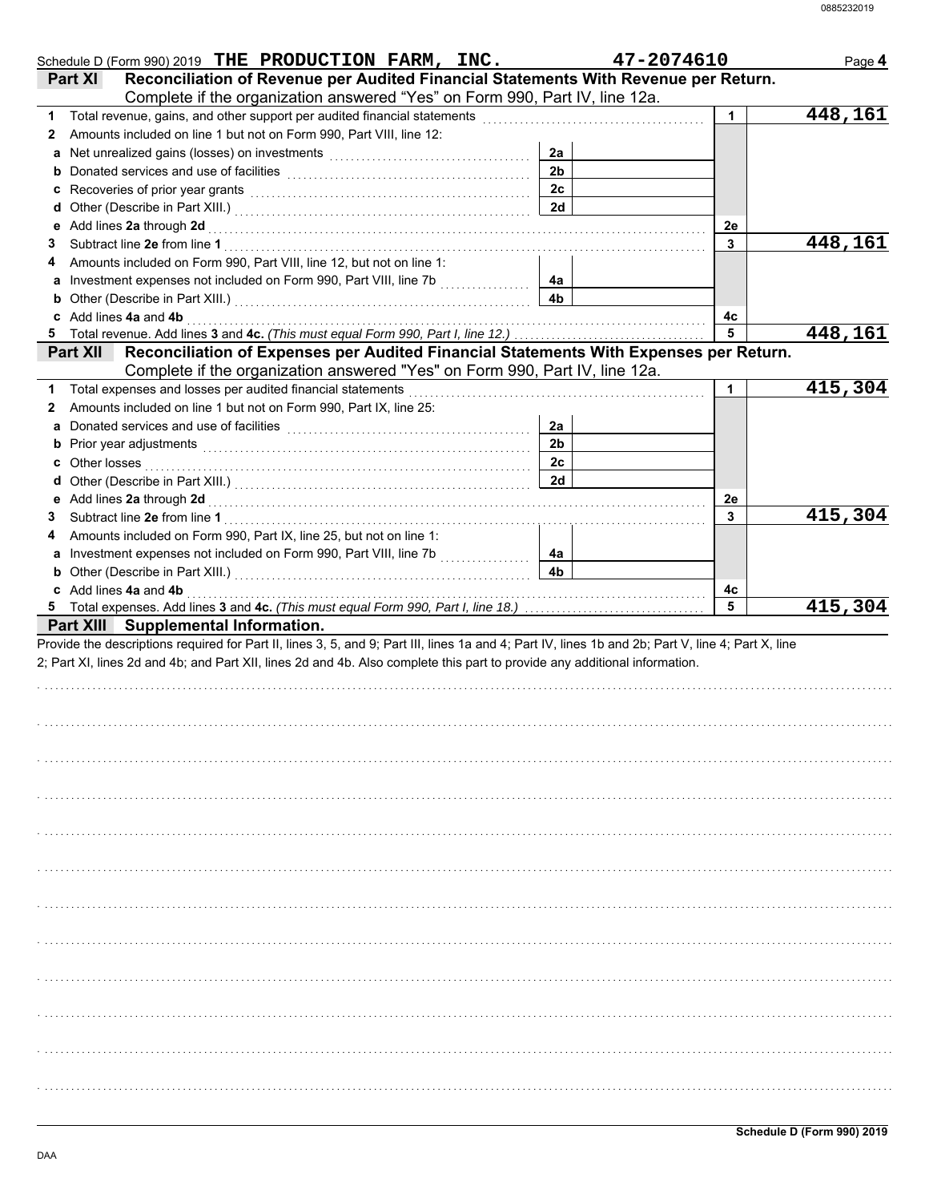Schedule D (Form 990) 2019 **THE PRODUCTION FARM, INC.** **47-2074610** Page **4**

## Part XI Reconciliation of Revenue per Audited Financial Statements With Revenue per Return.
Complete if the organization answered "Yes" on Form 990, Part IV, line 12a.

| | | | | | |
|---|---|---|---|---|---|
| **1** | Total revenue, gains, and other support per audited financial statements | | | 1 | 448,161 |
| **2** | Amounts included on line 1 but not on Form 990, Part VIII, line 12: | | | | |
| **a** | Net unrealized gains (losses) on investments | 2a | | | |
| **b** | Donated services and use of facilities | 2b | | | |
| **c** | Recoveries of prior year grants | 2c | | | |
| **d** | Other (Describe in Part XIII.) | 2d | | | |
| **e** | Add lines **2a** through **2d** | | | 2e | |
| **3** | Subtract line **2e** from line **1** | | | 3 | 448,161 |
| **4** | Amounts included on Form 990, Part VIII, line 12, but not on line 1: | | | | |
| **a** | Investment expenses not included on Form 990, Part VIII, line 7b | 4a | | | |
| **b** | Other (Describe in Part XIII.) | 4b | | | |
| **c** | Add lines **4a** and **4b** | | | 4c | |
| **5** | Total revenue. Add lines **3** and **4c.** *(This must equal Form 990, Part I, line 12.)* | | | 5 | 448,161 |

## Part XII Reconciliation of Expenses per Audited Financial Statements With Expenses per Return.
Complete if the organization answered "Yes" on Form 990, Part IV, line 12a.

| | | | | | |
|---|---|---|---|---|---|
| **1** | Total expenses and losses per audited financial statements | | | 1 | 415,304 |
| **2** | Amounts included on line 1 but not on Form 990, Part IX, line 25: | | | | |
| **a** | Donated services and use of facilities | 2a | | | |
| **b** | Prior year adjustments | 2b | | | |
| **c** | Other losses | 2c | | | |
| **d** | Other (Describe in Part XIII.) | 2d | | | |
| **e** | Add lines **2a** through **2d** | | | 2e | |
| **3** | Subtract line **2e** from line **1** | | | 3 | 415,304 |
| **4** | Amounts included on Form 990, Part IX, line 25, but not on line 1: | | | | |
| **a** | Investment expenses not included on Form 990, Part VIII, line 7b | 4a | | | |
| **b** | Other (Describe in Part XIII.) | 4b | | | |
| **c** | Add lines **4a** and **4b** | | | 4c | |
| **5** | Total expenses. Add lines **3** and **4c.** *(This must equal Form 990, Part I, line 18.)* | | | 5 | 415,304 |

## Part XIII Supplemental Information.

Provide the descriptions required for Part II, lines 3, 5, and 9; Part III, lines 1a and 4; Part IV, lines 1b and 2b; Part V, line 4; Part X, line 2; Part XI, lines 2d and 4b; and Part XII, lines 2d and 4b. Also complete this part to provide any additional information.

Schedule D (Form 990) 2019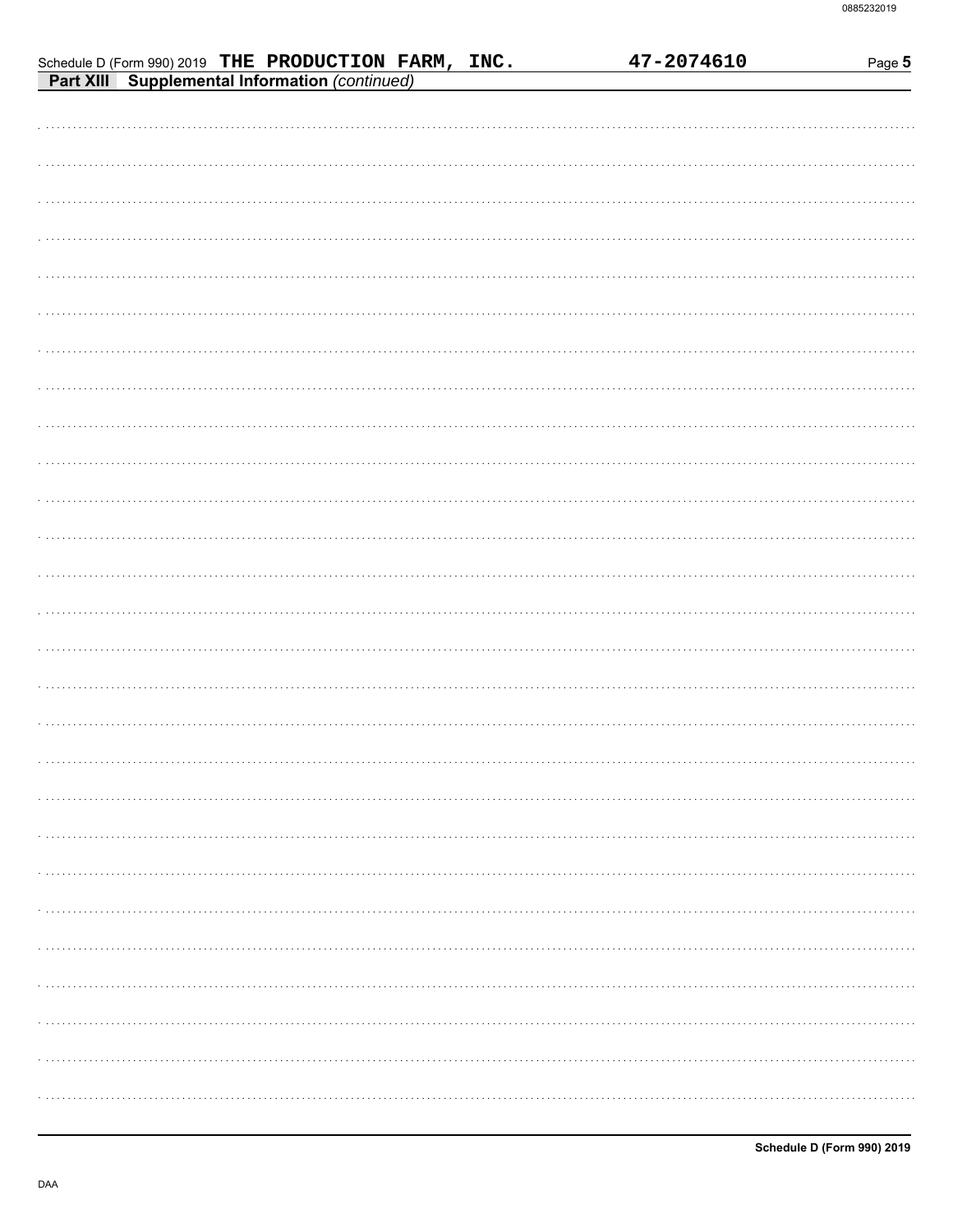Schedule D (Form 990) 2019 THE PRODUCTION FARM, INC. 47-2074610 Page 5

**Part XIII Supplemental Information** *(continued)*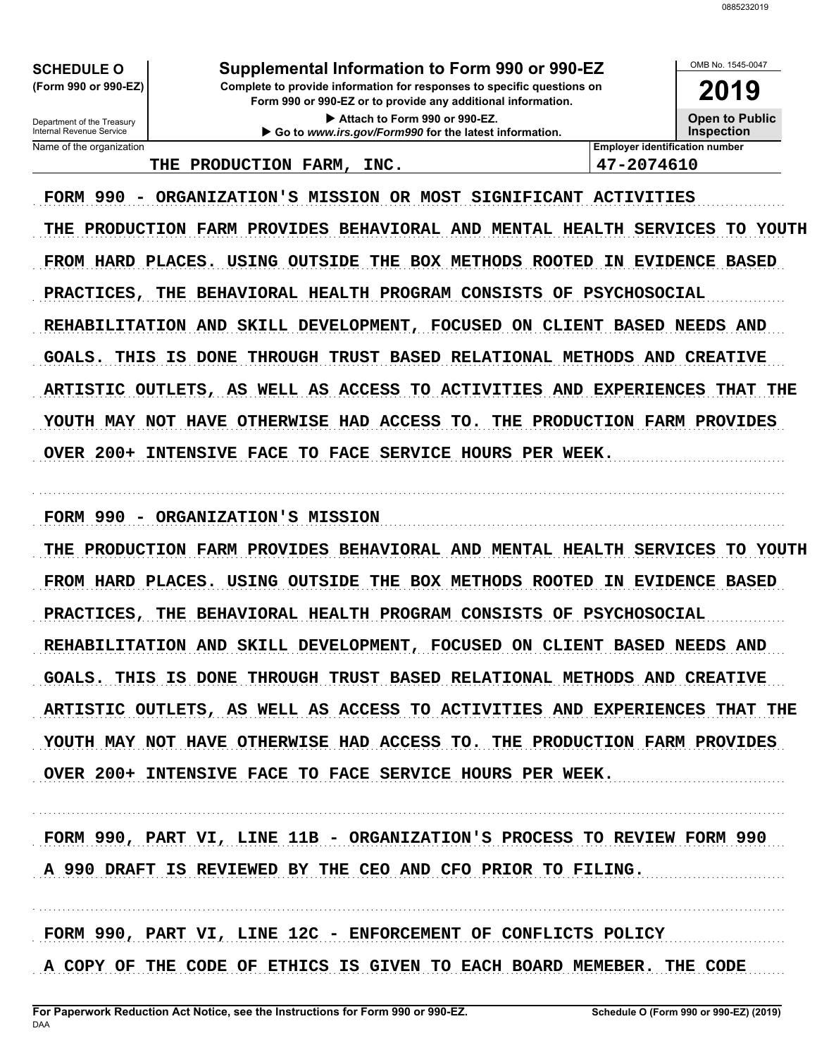**SCHEDULE O** (Form 990 or 990-EZ)

Department of the Treasury
Internal Revenue Service

# Supplemental Information to Form 990 or 990-EZ

Complete to provide information for responses to specific questions on Form 990 or 990-EZ or to provide any additional information.

▶ Attach to Form 990 or 990-EZ.

▶ Go to *www.irs.gov/Form990* for the latest information.

OMB No. 1545-0047

**2019**

**Open to Public Inspection**

| Name of the organization | Employer identification number |
|---|---|
| THE PRODUCTION FARM, INC. | 47-2074610 |

FORM 990 - ORGANIZATION'S MISSION OR MOST SIGNIFICANT ACTIVITIES

THE PRODUCTION FARM PROVIDES BEHAVIORAL AND MENTAL HEALTH SERVICES TO YOUTH FROM HARD PLACES. USING OUTSIDE THE BOX METHODS ROOTED IN EVIDENCE BASED PRACTICES, THE BEHAVIORAL HEALTH PROGRAM CONSISTS OF PSYCHOSOCIAL REHABILITATION AND SKILL DEVELOPMENT, FOCUSED ON CLIENT BASED NEEDS AND GOALS. THIS IS DONE THROUGH TRUST BASED RELATIONAL METHODS AND CREATIVE ARTISTIC OUTLETS, AS WELL AS ACCESS TO ACTIVITIES AND EXPERIENCES THAT THE YOUTH MAY NOT HAVE OTHERWISE HAD ACCESS TO. THE PRODUCTION FARM PROVIDES OVER 200+ INTENSIVE FACE TO FACE SERVICE HOURS PER WEEK.

FORM 990 - ORGANIZATION'S MISSION

THE PRODUCTION FARM PROVIDES BEHAVIORAL AND MENTAL HEALTH SERVICES TO YOUTH FROM HARD PLACES. USING OUTSIDE THE BOX METHODS ROOTED IN EVIDENCE BASED PRACTICES, THE BEHAVIORAL HEALTH PROGRAM CONSISTS OF PSYCHOSOCIAL REHABILITATION AND SKILL DEVELOPMENT, FOCUSED ON CLIENT BASED NEEDS AND GOALS. THIS IS DONE THROUGH TRUST BASED RELATIONAL METHODS AND CREATIVE ARTISTIC OUTLETS, AS WELL AS ACCESS TO ACTIVITIES AND EXPERIENCES THAT THE YOUTH MAY NOT HAVE OTHERWISE HAD ACCESS TO. THE PRODUCTION FARM PROVIDES OVER 200+ INTENSIVE FACE TO FACE SERVICE HOURS PER WEEK.

FORM 990, PART VI, LINE 11B - ORGANIZATION'S PROCESS TO REVIEW FORM 990

A 990 DRAFT IS REVIEWED BY THE CEO AND CFO PRIOR TO FILING.

FORM 990, PART VI, LINE 12C - ENFORCEMENT OF CONFLICTS POLICY

A COPY OF THE CODE OF ETHICS IS GIVEN TO EACH BOARD MEMEBER. THE CODE

For Paperwork Reduction Act Notice, see the Instructions for Form 990 or 990-EZ. Schedule O (Form 990 or 990-EZ) (2019)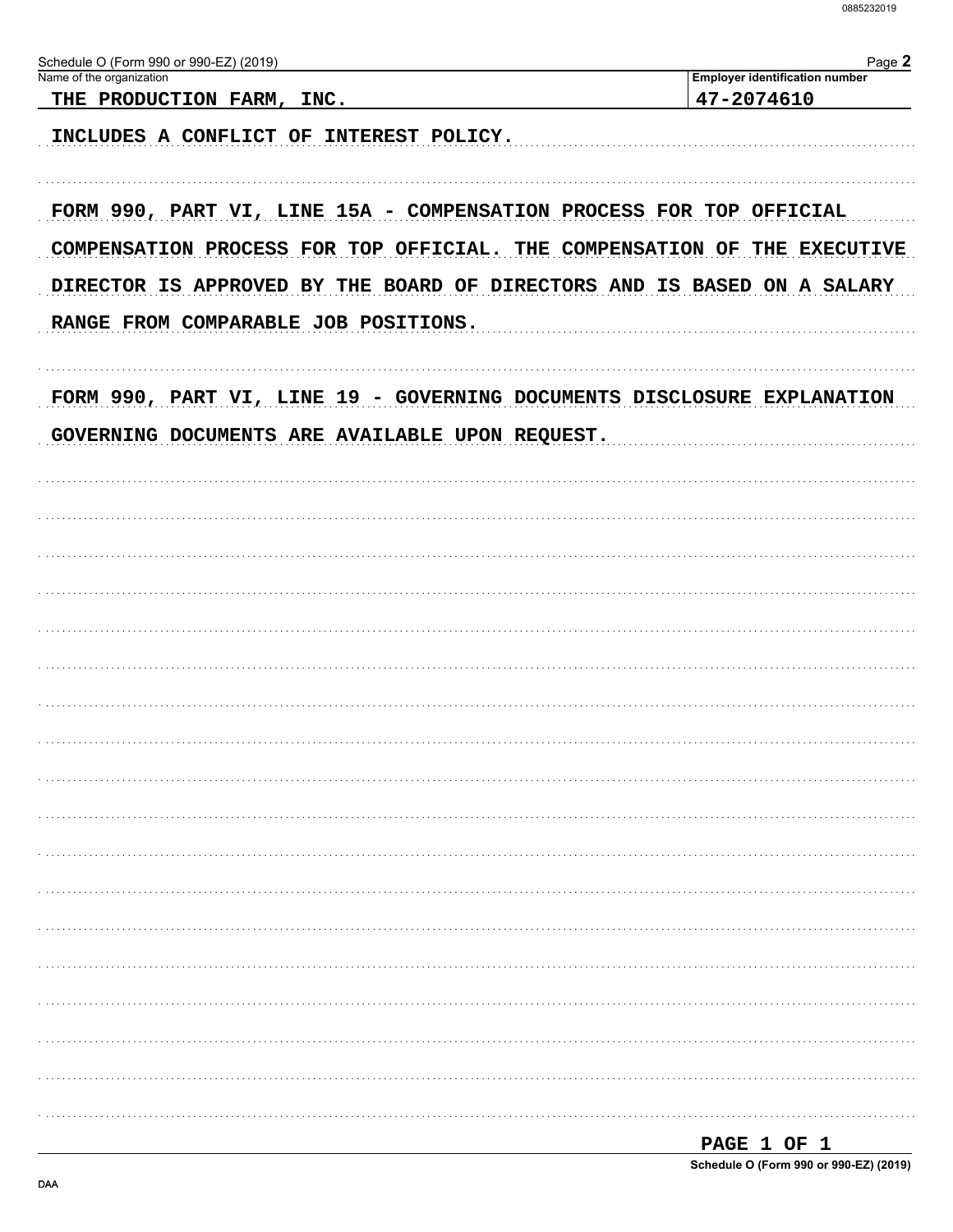Schedule O (Form 990 or 990-EZ) (2019) Page **2**

| Name of the organization | Employer identification number |
| --- | --- |
| THE PRODUCTION FARM, INC. | 47-2074610 |

INCLUDES A CONFLICT OF INTEREST POLICY.

FORM 990, PART VI, LINE 15A - COMPENSATION PROCESS FOR TOP OFFICIAL

COMPENSATION PROCESS FOR TOP OFFICIAL. THE COMPENSATION OF THE EXECUTIVE DIRECTOR IS APPROVED BY THE BOARD OF DIRECTORS AND IS BASED ON A SALARY RANGE FROM COMPARABLE JOB POSITIONS.

FORM 990, PART VI, LINE 19 - GOVERNING DOCUMENTS DISCLOSURE EXPLANATION

GOVERNING DOCUMENTS ARE AVAILABLE UPON REQUEST.

PAGE 1 OF 1

Schedule O (Form 990 or 990-EZ) (2019)